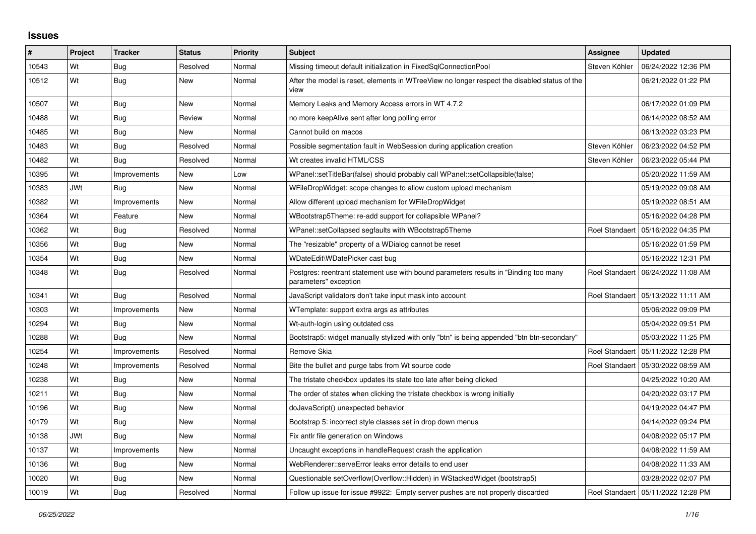# Issues

| # | Project | Tracker | Status | Priority | Subject | Assignee | Updated |
|---|---|---|---|---|---|---|---|
| 10543 | Wt | Bug | Resolved | Normal | Missing timeout default initialization in FixedSqlConnectionPool | Steven Köhler | 06/24/2022 12:36 PM |
| 10512 | Wt | Bug | New | Normal | After the model is reset, elements in WTreeView no longer respect the disabled status of the view | | 06/21/2022 01:22 PM |
| 10507 | Wt | Bug | New | Normal | Memory Leaks and Memory Access errors in WT 4.7.2 | | 06/17/2022 01:09 PM |
| 10488 | Wt | Bug | Review | Normal | no more keepAlive sent after long polling error | | 06/14/2022 08:52 AM |
| 10485 | Wt | Bug | New | Normal | Cannot build on macos | | 06/13/2022 03:23 PM |
| 10483 | Wt | Bug | Resolved | Normal | Possible segmentation fault in WebSession during application creation | Steven Köhler | 06/23/2022 04:52 PM |
| 10482 | Wt | Bug | Resolved | Normal | Wt creates invalid HTML/CSS | Steven Köhler | 06/23/2022 05:44 PM |
| 10395 | Wt | Improvements | New | Low | WPanel::setTitleBar(false) should probably call WPanel::setCollapsible(false) | | 05/20/2022 11:59 AM |
| 10383 | JWt | Bug | New | Normal | WFileDropWidget: scope changes to allow custom upload mechanism | | 05/19/2022 09:08 AM |
| 10382 | Wt | Improvements | New | Normal | Allow different upload mechanism for WFileDropWidget | | 05/19/2022 08:51 AM |
| 10364 | Wt | Feature | New | Normal | WBootstrap5Theme: re-add support for collapsible WPanel? | | 05/16/2022 04:28 PM |
| 10362 | Wt | Bug | Resolved | Normal | WPanel::setCollapsed segfaults with WBootstrap5Theme | Roel Standaert | 05/16/2022 04:35 PM |
| 10356 | Wt | Bug | New | Normal | The "resizable" property of a WDialog cannot be reset | | 05/16/2022 01:59 PM |
| 10354 | Wt | Bug | New | Normal | WDateEdit\WDatePicker cast bug | | 05/16/2022 12:31 PM |
| 10348 | Wt | Bug | Resolved | Normal | Postgres: reentrant statement use with bound parameters results in "Binding too many parameters" exception | Roel Standaert | 06/24/2022 11:08 AM |
| 10341 | Wt | Bug | Resolved | Normal | JavaScript validators don't take input mask into account | Roel Standaert | 05/13/2022 11:11 AM |
| 10303 | Wt | Improvements | New | Normal | WTemplate: support extra args as attributes | | 05/06/2022 09:09 PM |
| 10294 | Wt | Bug | New | Normal | Wt-auth-login using outdated css | | 05/04/2022 09:51 PM |
| 10288 | Wt | Bug | New | Normal | Bootstrap5: widget manually stylized with only "btn" is being appended "btn btn-secondary" | | 05/03/2022 11:25 PM |
| 10254 | Wt | Improvements | Resolved | Normal | Remove Skia | Roel Standaert | 05/11/2022 12:28 PM |
| 10248 | Wt | Improvements | Resolved | Normal | Bite the bullet and purge tabs from Wt source code | Roel Standaert | 05/30/2022 08:59 AM |
| 10238 | Wt | Bug | New | Normal | The tristate checkbox updates its state too late after being clicked | | 04/25/2022 10:20 AM |
| 10211 | Wt | Bug | New | Normal | The order of states when clicking the tristate checkbox is wrong initially | | 04/20/2022 03:17 PM |
| 10196 | Wt | Bug | New | Normal | doJavaScript() unexpected behavior | | 04/19/2022 04:47 PM |
| 10179 | Wt | Bug | New | Normal | Bootstrap 5: incorrect style classes set in drop down menus | | 04/14/2022 09:24 PM |
| 10138 | JWt | Bug | New | Normal | Fix antlr file generation on Windows | | 04/08/2022 05:17 PM |
| 10137 | Wt | Improvements | New | Normal | Uncaught exceptions in handleRequest crash the application | | 04/08/2022 11:59 AM |
| 10136 | Wt | Bug | New | Normal | WebRenderer::serveError leaks error details to end user | | 04/08/2022 11:33 AM |
| 10020 | Wt | Bug | New | Normal | Questionable setOverflow(Overflow::Hidden) in WStackedWidget (bootstrap5) | | 03/28/2022 02:07 PM |
| 10019 | Wt | Bug | Resolved | Normal | Follow up issue for issue #9922: Empty server pushes are not properly discarded | Roel Standaert | 05/11/2022 12:28 PM |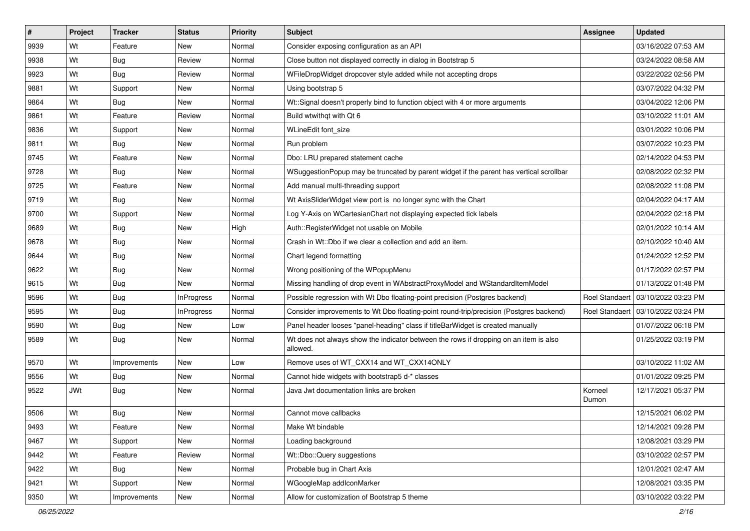| # | Project | Tracker | Status | Priority | Subject | Assignee | Updated |
|---|---|---|---|---|---|---|---|
| 9939 | Wt | Feature | New | Normal | Consider exposing configuration as an API | | 03/16/2022 07:53 AM |
| 9938 | Wt | Bug | Review | Normal | Close button not displayed correctly in dialog in Bootstrap 5 | | 03/24/2022 08:58 AM |
| 9923 | Wt | Bug | Review | Normal | WFileDropWidget dropcover style added while not accepting drops | | 03/22/2022 02:56 PM |
| 9881 | Wt | Support | New | Normal | Using bootstrap 5 | | 03/07/2022 04:32 PM |
| 9864 | Wt | Bug | New | Normal | Wt::Signal doesn't properly bind to function object with 4 or more arguments | | 03/04/2022 12:06 PM |
| 9861 | Wt | Feature | Review | Normal | Build wtwithqt with Qt 6 | | 03/10/2022 11:01 AM |
| 9836 | Wt | Support | New | Normal | WLineEdit font_size | | 03/01/2022 10:06 PM |
| 9811 | Wt | Bug | New | Normal | Run problem | | 03/07/2022 10:23 PM |
| 9745 | Wt | Feature | New | Normal | Dbo: LRU prepared statement cache | | 02/14/2022 04:53 PM |
| 9728 | Wt | Bug | New | Normal | WSuggestionPopup may be truncated by parent widget if the parent has vertical scrollbar | | 02/08/2022 02:32 PM |
| 9725 | Wt | Feature | New | Normal | Add manual multi-threading support | | 02/08/2022 11:08 PM |
| 9719 | Wt | Bug | New | Normal | Wt AxisSliderWidget view port is no longer sync with the Chart | | 02/04/2022 04:17 AM |
| 9700 | Wt | Support | New | Normal | Log Y-Axis on WCartesianChart not displaying expected tick labels | | 02/04/2022 02:18 PM |
| 9689 | Wt | Bug | New | High | Auth::RegisterWidget not usable on Mobile | | 02/01/2022 10:14 AM |
| 9678 | Wt | Bug | New | Normal | Crash in Wt::Dbo if we clear a collection and add an item. | | 02/10/2022 10:40 AM |
| 9644 | Wt | Bug | New | Normal | Chart legend formatting | | 01/24/2022 12:52 PM |
| 9622 | Wt | Bug | New | Normal | Wrong positioning of the WPopupMenu | | 01/17/2022 02:57 PM |
| 9615 | Wt | Bug | New | Normal | Missing handling of drop event in WAbstractProxyModel and WStandardItemModel | | 01/13/2022 01:48 PM |
| 9596 | Wt | Bug | InProgress | Normal | Possible regression with Wt Dbo floating-point precision (Postgres backend) | Roel Standaert | 03/10/2022 03:23 PM |
| 9595 | Wt | Bug | InProgress | Normal | Consider improvements to Wt Dbo floating-point round-trip/precision (Postgres backend) | Roel Standaert | 03/10/2022 03:24 PM |
| 9590 | Wt | Bug | New | Low | Panel header looses "panel-heading" class if titleBarWidget is created manually | | 01/07/2022 06:18 PM |
| 9589 | Wt | Bug | New | Normal | Wt does not always show the indicator between the rows if dropping on an item is also allowed. | | 01/25/2022 03:19 PM |
| 9570 | Wt | Improvements | New | Low | Remove uses of WT_CXX14 and WT_CXX14ONLY | | 03/10/2022 11:02 AM |
| 9556 | Wt | Bug | New | Normal | Cannot hide widgets with bootstrap5 d-* classes | | 01/01/2022 09:25 PM |
| 9522 | JWt | Bug | New | Normal | Java Jwt documentation links are broken | Korneel Dumon | 12/17/2021 05:37 PM |
| 9506 | Wt | Bug | New | Normal | Cannot move callbacks | | 12/15/2021 06:02 PM |
| 9493 | Wt | Feature | New | Normal | Make Wt bindable | | 12/14/2021 09:28 PM |
| 9467 | Wt | Support | New | Normal | Loading background | | 12/08/2021 03:29 PM |
| 9442 | Wt | Feature | Review | Normal | Wt::Dbo::Query suggestions | | 03/10/2022 02:57 PM |
| 9422 | Wt | Bug | New | Normal | Probable bug in Chart Axis | | 12/01/2021 02:47 AM |
| 9421 | Wt | Support | New | Normal | WGoogleMap addIconMarker | | 12/08/2021 03:35 PM |
| 9350 | Wt | Improvements | New | Normal | Allow for customization of Bootstrap 5 theme | | 03/10/2022 03:22 PM |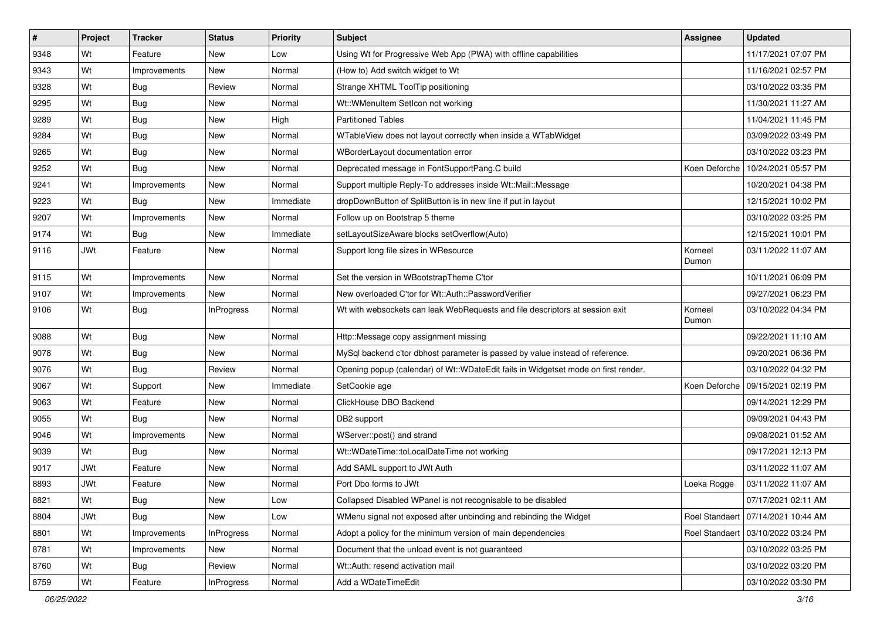| # | Project | Tracker | Status | Priority | Subject | Assignee | Updated |
|---|---|---|---|---|---|---|---|
| 9348 | Wt | Feature | New | Low | Using Wt for Progressive Web App (PWA) with offline capabilities | | 11/17/2021 07:07 PM |
| 9343 | Wt | Improvements | New | Normal | (How to) Add switch widget to Wt | | 11/16/2021 02:57 PM |
| 9328 | Wt | Bug | Review | Normal | Strange XHTML ToolTip positioning | | 03/10/2022 03:35 PM |
| 9295 | Wt | Bug | New | Normal | Wt::WMenuItem SetIcon not working | | 11/30/2021 11:27 AM |
| 9289 | Wt | Bug | New | High | Partitioned Tables | | 11/04/2021 11:45 PM |
| 9284 | Wt | Bug | New | Normal | WTableView does not layout correctly when inside a WTabWidget | | 03/09/2022 03:49 PM |
| 9265 | Wt | Bug | New | Normal | WBorderLayout documentation error | | 03/10/2022 03:23 PM |
| 9252 | Wt | Bug | New | Normal | Deprecated message in FontSupportPang.C build | Koen Deforche | 10/24/2021 05:57 PM |
| 9241 | Wt | Improvements | New | Normal | Support multiple Reply-To addresses inside Wt::Mail::Message | | 10/20/2021 04:38 PM |
| 9223 | Wt | Bug | New | Immediate | dropDownButton of SplitButton is in new line if put in layout | | 12/15/2021 10:02 PM |
| 9207 | Wt | Improvements | New | Normal | Follow up on Bootstrap 5 theme | | 03/10/2022 03:25 PM |
| 9174 | Wt | Bug | New | Immediate | setLayoutSizeAware blocks setOverflow(Auto) | | 12/15/2021 10:01 PM |
| 9116 | JWt | Feature | New | Normal | Support long file sizes in WResource | Korneel Dumon | 03/11/2022 11:07 AM |
| 9115 | Wt | Improvements | New | Normal | Set the version in WBootstrapTheme C'tor | | 10/11/2021 06:09 PM |
| 9107 | Wt | Improvements | New | Normal | New overloaded C'tor for Wt::Auth::PasswordVerifier | | 09/27/2021 06:23 PM |
| 9106 | Wt | Bug | InProgress | Normal | Wt with websockets can leak WebRequests and file descriptors at session exit | Korneel Dumon | 03/10/2022 04:34 PM |
| 9088 | Wt | Bug | New | Normal | Http::Message copy assignment missing | | 09/22/2021 11:10 AM |
| 9078 | Wt | Bug | New | Normal | MySql backend c'tor dbhost parameter is passed by value instead of reference. | | 09/20/2021 06:36 PM |
| 9076 | Wt | Bug | Review | Normal | Opening popup (calendar) of Wt::WDateEdit fails in Widgetset mode on first render. | | 03/10/2022 04:32 PM |
| 9067 | Wt | Support | New | Immediate | SetCookie age | Koen Deforche | 09/15/2021 02:19 PM |
| 9063 | Wt | Feature | New | Normal | ClickHouse DBO Backend | | 09/14/2021 12:29 PM |
| 9055 | Wt | Bug | New | Normal | DB2 support | | 09/09/2021 04:43 PM |
| 9046 | Wt | Improvements | New | Normal | WServer::post() and strand | | 09/08/2021 01:52 AM |
| 9039 | Wt | Bug | New | Normal | Wt::WDateTime::toLocalDateTime not working | | 09/17/2021 12:13 PM |
| 9017 | JWt | Feature | New | Normal | Add SAML support to JWt Auth | | 03/11/2022 11:07 AM |
| 8893 | JWt | Feature | New | Normal | Port Dbo forms to JWt | Loeka Rogge | 03/11/2022 11:07 AM |
| 8821 | Wt | Bug | New | Low | Collapsed Disabled WPanel is not recognisable to be disabled | | 07/17/2021 02:11 AM |
| 8804 | JWt | Bug | New | Low | WMenu signal not exposed after unbinding and rebinding the Widget | Roel Standaert | 07/14/2021 10:44 AM |
| 8801 | Wt | Improvements | InProgress | Normal | Adopt a policy for the minimum version of main dependencies | Roel Standaert | 03/10/2022 03:24 PM |
| 8781 | Wt | Improvements | New | Normal | Document that the unload event is not guaranteed | | 03/10/2022 03:25 PM |
| 8760 | Wt | Bug | Review | Normal | Wt::Auth: resend activation mail | | 03/10/2022 03:20 PM |
| 8759 | Wt | Feature | InProgress | Normal | Add a WDateTimeEdit | | 03/10/2022 03:30 PM |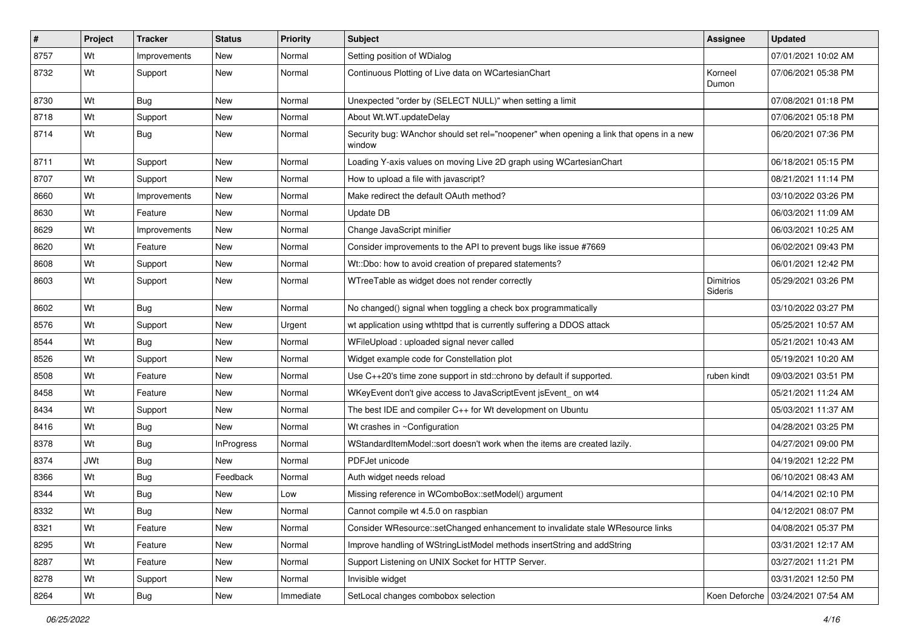| # | Project | Tracker | Status | Priority | Subject | Assignee | Updated |
|---|---|---|---|---|---|---|---|
| 8757 | Wt | Improvements | New | Normal | Setting position of WDialog | | 07/01/2021 10:02 AM |
| 8732 | Wt | Support | New | Normal | Continuous Plotting of Live data on WCartesianChart | Korneel Dumon | 07/06/2021 05:38 PM |
| 8730 | Wt | Bug | New | Normal | Unexpected "order by (SELECT NULL)" when setting a limit | | 07/08/2021 01:18 PM |
| 8718 | Wt | Support | New | Normal | About Wt.WT.updateDelay | | 07/06/2021 05:18 PM |
| 8714 | Wt | Bug | New | Normal | Security bug: WAnchor should set rel="noopener" when opening a link that opens in a new window | | 06/20/2021 07:36 PM |
| 8711 | Wt | Support | New | Normal | Loading Y-axis values on moving Live 2D graph using WCartesianChart | | 06/18/2021 05:15 PM |
| 8707 | Wt | Support | New | Normal | How to upload a file with javascript? | | 08/21/2021 11:14 PM |
| 8660 | Wt | Improvements | New | Normal | Make redirect the default OAuth method? | | 03/10/2022 03:26 PM |
| 8630 | Wt | Feature | New | Normal | Update DB | | 06/03/2021 11:09 AM |
| 8629 | Wt | Improvements | New | Normal | Change JavaScript minifier | | 06/03/2021 10:25 AM |
| 8620 | Wt | Feature | New | Normal | Consider improvements to the API to prevent bugs like issue #7669 | | 06/02/2021 09:43 PM |
| 8608 | Wt | Support | New | Normal | Wt::Dbo: how to avoid creation of prepared statements? | | 06/01/2021 12:42 PM |
| 8603 | Wt | Support | New | Normal | WTreeTable as widget does not render correctly | Dimitrios Sideris | 05/29/2021 03:26 PM |
| 8602 | Wt | Bug | New | Normal | No changed() signal when toggling a check box programmatically | | 03/10/2022 03:27 PM |
| 8576 | Wt | Support | New | Urgent | wt application using wthttpd that is currently suffering a DDOS attack | | 05/25/2021 10:57 AM |
| 8544 | Wt | Bug | New | Normal | WFileUpload : uploaded signal never called | | 05/21/2021 10:43 AM |
| 8526 | Wt | Support | New | Normal | Widget example code for Constellation plot | | 05/19/2021 10:20 AM |
| 8508 | Wt | Feature | New | Normal | Use C++20's time zone support in std::chrono by default if supported. | ruben kindt | 09/03/2021 03:51 PM |
| 8458 | Wt | Feature | New | Normal | WKeyEvent don't give access to JavaScriptEvent jsEvent_ on wt4 | | 05/21/2021 11:24 AM |
| 8434 | Wt | Support | New | Normal | The best IDE and compiler C++ for Wt development on Ubuntu | | 05/03/2021 11:37 AM |
| 8416 | Wt | Bug | New | Normal | Wt crashes in ~Configuration | | 04/28/2021 03:25 PM |
| 8378 | Wt | Bug | InProgress | Normal | WStandardItemModel::sort doesn't work when the items are created lazily. | | 04/27/2021 09:00 PM |
| 8374 | JWt | Bug | New | Normal | PDFJet unicode | | 04/19/2021 12:22 PM |
| 8366 | Wt | Bug | Feedback | Normal | Auth widget needs reload | | 06/10/2021 08:43 AM |
| 8344 | Wt | Bug | New | Low | Missing reference in WComboBox::setModel() argument | | 04/14/2021 02:10 PM |
| 8332 | Wt | Bug | New | Normal | Cannot compile wt 4.5.0 on raspbian | | 04/12/2021 08:07 PM |
| 8321 | Wt | Feature | New | Normal | Consider WResource::setChanged enhancement to invalidate stale WResource links | | 04/08/2021 05:37 PM |
| 8295 | Wt | Feature | New | Normal | Improve handling of WStringListModel methods insertString and addString | | 03/31/2021 12:17 AM |
| 8287 | Wt | Feature | New | Normal | Support Listening on UNIX Socket for HTTP Server. | | 03/27/2021 11:21 PM |
| 8278 | Wt | Support | New | Normal | Invisible widget | | 03/31/2021 12:50 PM |
| 8264 | Wt | Bug | New | Immediate | SetLocal changes combobox selection | Koen Deforche | 03/24/2021 07:54 AM |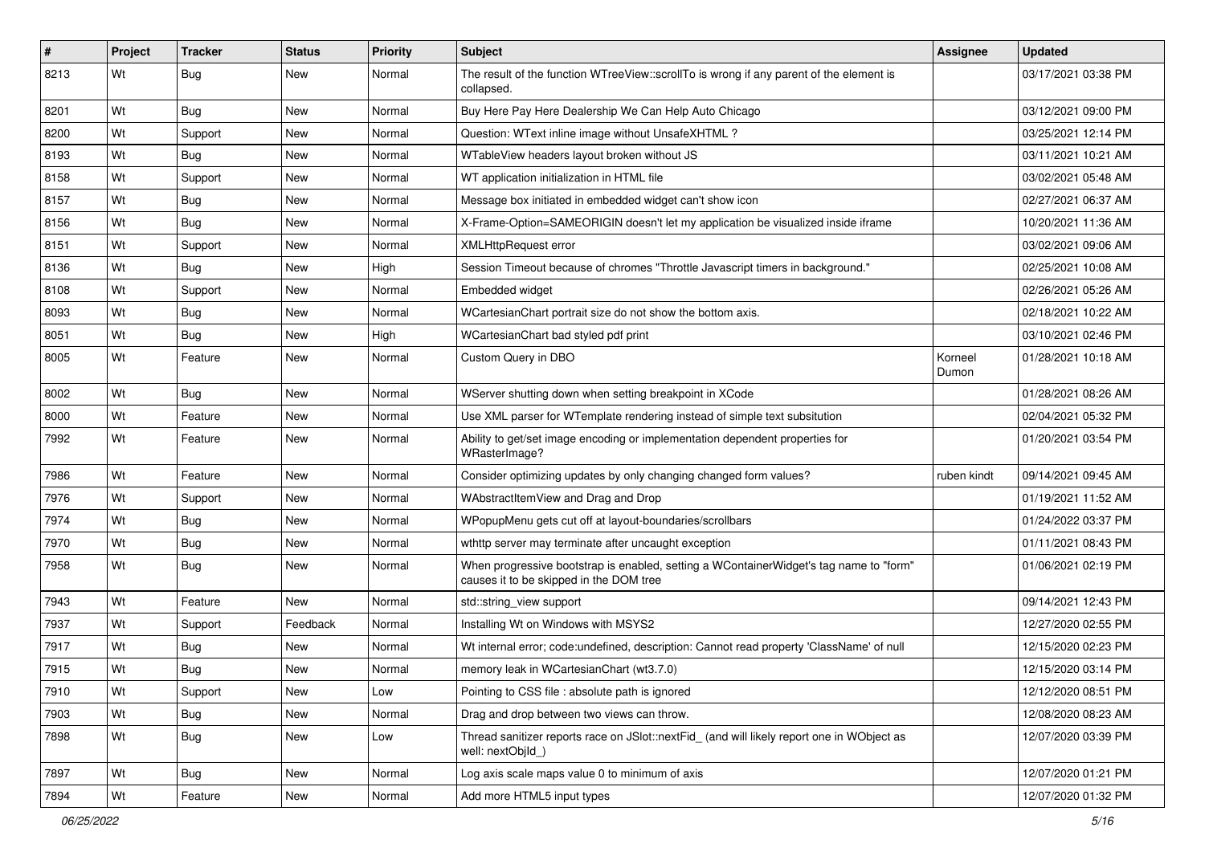| # | Project | Tracker | Status | Priority | Subject | Assignee | Updated |
|---|---|---|---|---|---|---|---|
| 8213 | Wt | Bug | New | Normal | The result of the function WTreeView::scrollTo is wrong if any parent of the element is collapsed. | | 03/17/2021 03:38 PM |
| 8201 | Wt | Bug | New | Normal | Buy Here Pay Here Dealership We Can Help Auto Chicago | | 03/12/2021 09:00 PM |
| 8200 | Wt | Support | New | Normal | Question: WText inline image without UnsafeXHTML ? | | 03/25/2021 12:14 PM |
| 8193 | Wt | Bug | New | Normal | WTableView headers layout broken without JS | | 03/11/2021 10:21 AM |
| 8158 | Wt | Support | New | Normal | WT application initialization in HTML file | | 03/02/2021 05:48 AM |
| 8157 | Wt | Bug | New | Normal | Message box initiated in embedded widget can't show icon | | 02/27/2021 06:37 AM |
| 8156 | Wt | Bug | New | Normal | X-Frame-Option=SAMEORIGIN doesn't let my application be visualized inside iframe | | 10/20/2021 11:36 AM |
| 8151 | Wt | Support | New | Normal | XMLHttpRequest error | | 03/02/2021 09:06 AM |
| 8136 | Wt | Bug | New | High | Session Timeout because of chromes "Throttle Javascript timers in background." | | 02/25/2021 10:08 AM |
| 8108 | Wt | Support | New | Normal | Embedded widget | | 02/26/2021 05:26 AM |
| 8093 | Wt | Bug | New | Normal | WCartesianChart portrait size do not show the bottom axis. | | 02/18/2021 10:22 AM |
| 8051 | Wt | Bug | New | High | WCartesianChart bad styled pdf print | | 03/10/2021 02:46 PM |
| 8005 | Wt | Feature | New | Normal | Custom Query in DBO | Korneel Dumon | 01/28/2021 10:18 AM |
| 8002 | Wt | Bug | New | Normal | WServer shutting down when setting breakpoint in XCode | | 01/28/2021 08:26 AM |
| 8000 | Wt | Feature | New | Normal | Use XML parser for WTemplate rendering instead of simple text subsitution | | 02/04/2021 05:32 PM |
| 7992 | Wt | Feature | New | Normal | Ability to get/set image encoding or implementation dependent properties for WRasterImage? | | 01/20/2021 03:54 PM |
| 7986 | Wt | Feature | New | Normal | Consider optimizing updates by only changing changed form values? | ruben kindt | 09/14/2021 09:45 AM |
| 7976 | Wt | Support | New | Normal | WAbstractItemView and Drag and Drop | | 01/19/2021 11:52 AM |
| 7974 | Wt | Bug | New | Normal | WPopupMenu gets cut off at layout-boundaries/scrollbars | | 01/24/2022 03:37 PM |
| 7970 | Wt | Bug | New | Normal | wthttp server may terminate after uncaught exception | | 01/11/2021 08:43 PM |
| 7958 | Wt | Bug | New | Normal | When progressive bootstrap is enabled, setting a WContainerWidget's tag name to "form" causes it to be skipped in the DOM tree | | 01/06/2021 02:19 PM |
| 7943 | Wt | Feature | New | Normal | std::string_view support | | 09/14/2021 12:43 PM |
| 7937 | Wt | Support | Feedback | Normal | Installing Wt on Windows with MSYS2 | | 12/27/2020 02:55 PM |
| 7917 | Wt | Bug | New | Normal | Wt internal error; code:undefined, description: Cannot read property 'ClassName' of null | | 12/15/2020 02:23 PM |
| 7915 | Wt | Bug | New | Normal | memory leak in WCartesianChart (wt3.7.0) | | 12/15/2020 03:14 PM |
| 7910 | Wt | Support | New | Low | Pointing to CSS file : absolute path is ignored | | 12/12/2020 08:51 PM |
| 7903 | Wt | Bug | New | Normal | Drag and drop between two views can throw. | | 12/08/2020 08:23 AM |
| 7898 | Wt | Bug | New | Low | Thread sanitizer reports race on JSlot::nextFid_ (and will likely report one in WObject as well: nextObjId_) | | 12/07/2020 03:39 PM |
| 7897 | Wt | Bug | New | Normal | Log axis scale maps value 0 to minimum of axis | | 12/07/2020 01:21 PM |
| 7894 | Wt | Feature | New | Normal | Add more HTML5 input types | | 12/07/2020 01:32 PM |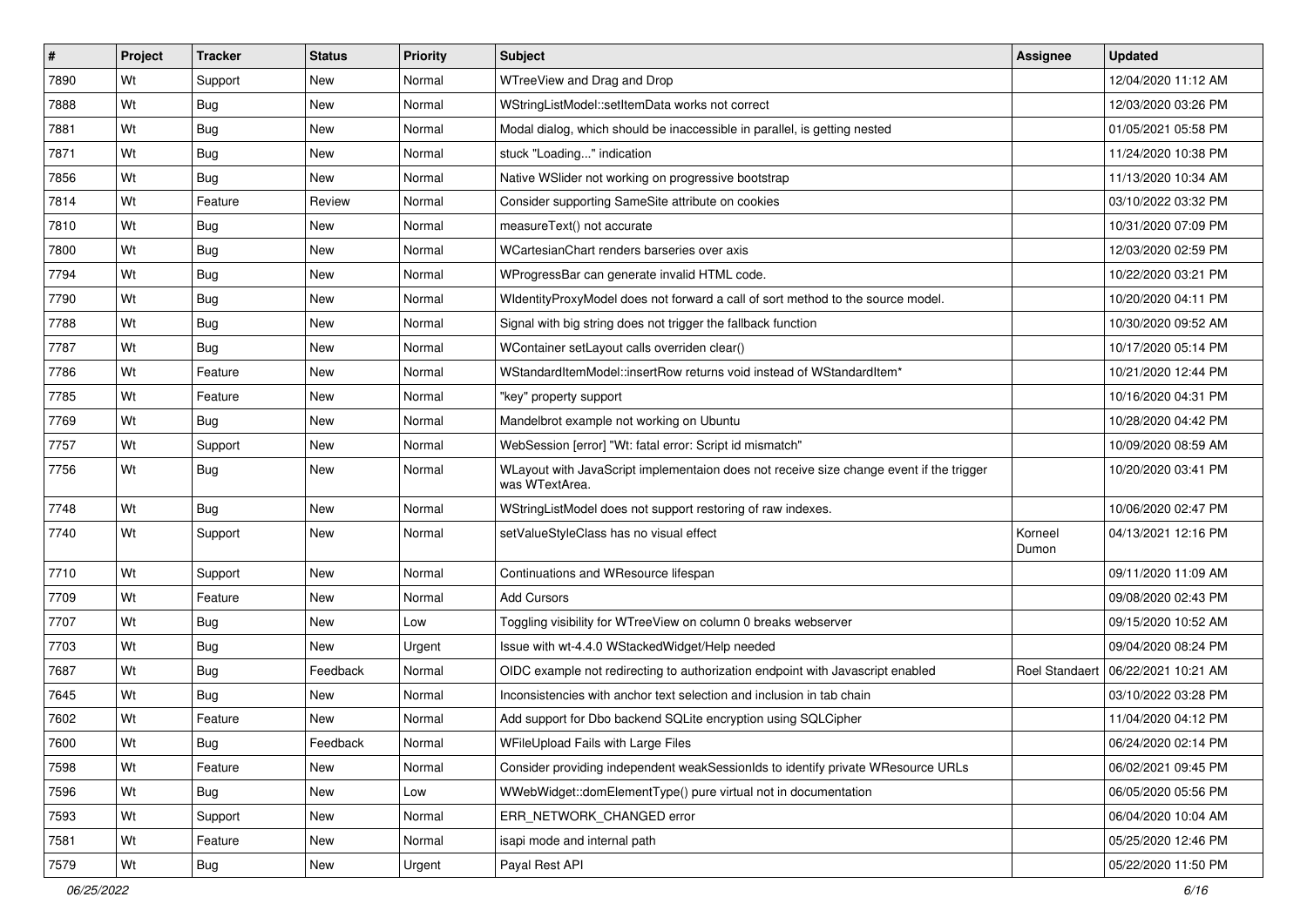| # | Project | Tracker | Status | Priority | Subject | Assignee | Updated |
|---|---|---|---|---|---|---|---|
| 7890 | Wt | Support | New | Normal | WTreeView and Drag and Drop | | 12/04/2020 11:12 AM |
| 7888 | Wt | Bug | New | Normal | WStringListModel::setItemData works not correct | | 12/03/2020 03:26 PM |
| 7881 | Wt | Bug | New | Normal | Modal dialog, which should be inaccessible in parallel, is getting nested | | 01/05/2021 05:58 PM |
| 7871 | Wt | Bug | New | Normal | stuck "Loading..." indication | | 11/24/2020 10:38 PM |
| 7856 | Wt | Bug | New | Normal | Native WSlider not working on progressive bootstrap | | 11/13/2020 10:34 AM |
| 7814 | Wt | Feature | Review | Normal | Consider supporting SameSite attribute on cookies | | 03/10/2022 03:32 PM |
| 7810 | Wt | Bug | New | Normal | measureText() not accurate | | 10/31/2020 07:09 PM |
| 7800 | Wt | Bug | New | Normal | WCartesianChart renders barseries over axis | | 12/03/2020 02:59 PM |
| 7794 | Wt | Bug | New | Normal | WProgressBar can generate invalid HTML code. | | 10/22/2020 03:21 PM |
| 7790 | Wt | Bug | New | Normal | WIdentityProxyModel does not forward a call of sort method to the source model. | | 10/20/2020 04:11 PM |
| 7788 | Wt | Bug | New | Normal | Signal with big string does not trigger the fallback function | | 10/30/2020 09:52 AM |
| 7787 | Wt | Bug | New | Normal | WContainer setLayout calls overriden clear() | | 10/17/2020 05:14 PM |
| 7786 | Wt | Feature | New | Normal | WStandardItemModel::insertRow returns void instead of WStandardItem* | | 10/21/2020 12:44 PM |
| 7785 | Wt | Feature | New | Normal | "key" property support | | 10/16/2020 04:31 PM |
| 7769 | Wt | Bug | New | Normal | Mandelbrot example not working on Ubuntu | | 10/28/2020 04:42 PM |
| 7757 | Wt | Support | New | Normal | WebSession [error] "Wt: fatal error: Script id mismatch" | | 10/09/2020 08:59 AM |
| 7756 | Wt | Bug | New | Normal | WLayout with JavaScript implementaion does not receive size change event if the trigger was WTextArea. | | 10/20/2020 03:41 PM |
| 7748 | Wt | Bug | New | Normal | WStringListModel does not support restoring of raw indexes. | | 10/06/2020 02:47 PM |
| 7740 | Wt | Support | New | Normal | setValueStyleClass has no visual effect | Korneel Dumon | 04/13/2021 12:16 PM |
| 7710 | Wt | Support | New | Normal | Continuations and WResource lifespan | | 09/11/2020 11:09 AM |
| 7709 | Wt | Feature | New | Normal | Add Cursors | | 09/08/2020 02:43 PM |
| 7707 | Wt | Bug | New | Low | Toggling visibility for WTreeView on column 0 breaks webserver | | 09/15/2020 10:52 AM |
| 7703 | Wt | Bug | New | Urgent | Issue with wt-4.4.0 WStackedWidget/Help needed | | 09/04/2020 08:24 PM |
| 7687 | Wt | Bug | Feedback | Normal | OIDC example not redirecting to authorization endpoint with Javascript enabled | Roel Standaert | 06/22/2021 10:21 AM |
| 7645 | Wt | Bug | New | Normal | Inconsistencies with anchor text selection and inclusion in tab chain | | 03/10/2022 03:28 PM |
| 7602 | Wt | Feature | New | Normal | Add support for Dbo backend SQLite encryption using SQLCipher | | 11/04/2020 04:12 PM |
| 7600 | Wt | Bug | Feedback | Normal | WFileUpload Fails with Large Files | | 06/24/2020 02:14 PM |
| 7598 | Wt | Feature | New | Normal | Consider providing independent weakSessionIds to identify private WResource URLs | | 06/02/2021 09:45 PM |
| 7596 | Wt | Bug | New | Low | WWebWidget::domElementType() pure virtual not in documentation | | 06/05/2020 05:56 PM |
| 7593 | Wt | Support | New | Normal | ERR_NETWORK_CHANGED error | | 06/04/2020 10:04 AM |
| 7581 | Wt | Feature | New | Normal | isapi mode and internal path | | 05/25/2020 12:46 PM |
| 7579 | Wt | Bug | New | Urgent | Payal Rest API | | 05/22/2020 11:50 PM |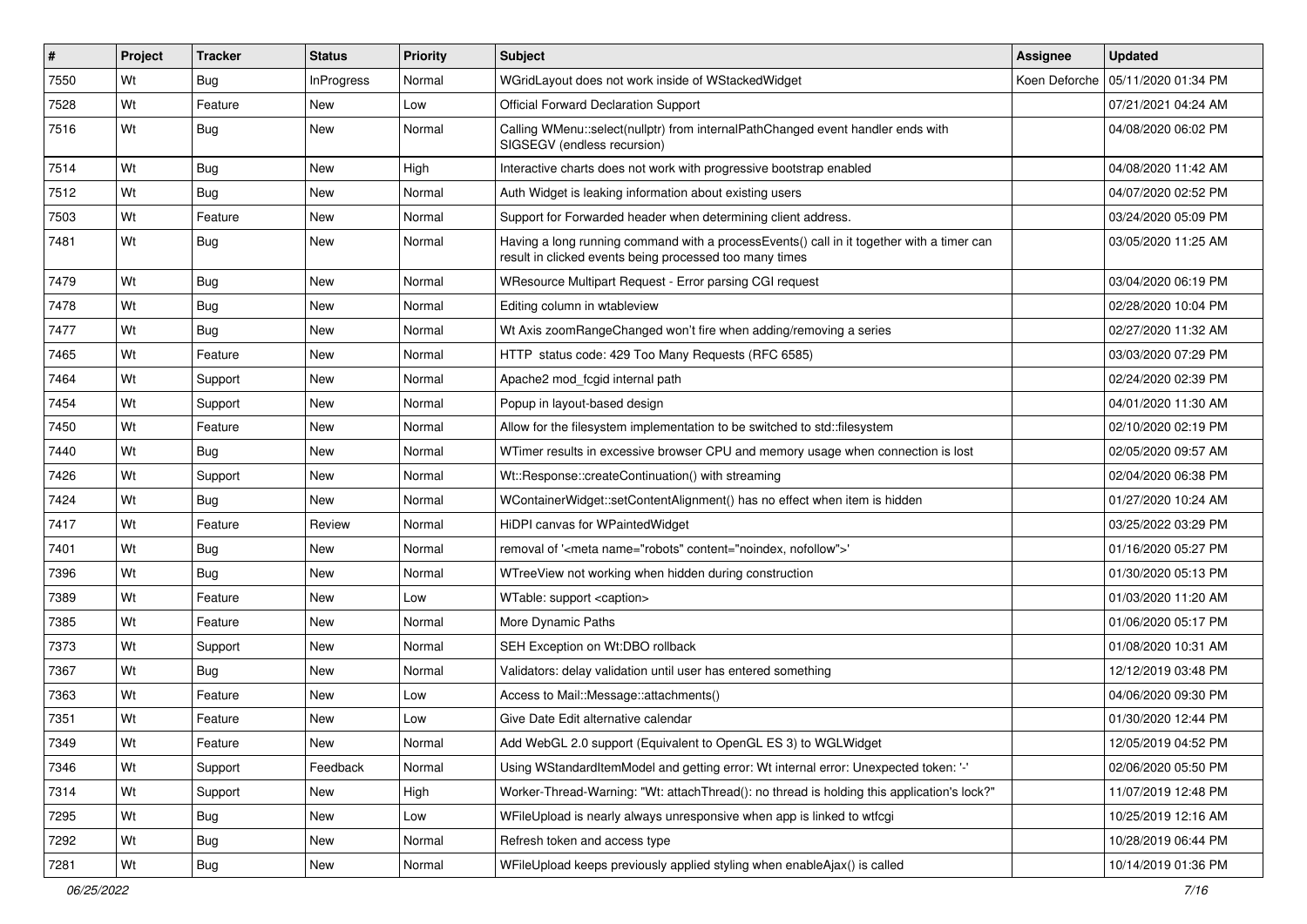| # | Project | Tracker | Status | Priority | Subject | Assignee | Updated |
|---|---|---|---|---|---|---|---|
| 7550 | Wt | Bug | InProgress | Normal | WGridLayout does not work inside of WStackedWidget | Koen Deforche | 05/11/2020 01:34 PM |
| 7528 | Wt | Feature | New | Low | Official Forward Declaration Support | | 07/21/2021 04:24 AM |
| 7516 | Wt | Bug | New | Normal | Calling WMenu::select(nullptr) from internalPathChanged event handler ends with SIGSEGV (endless recursion) | | 04/08/2020 06:02 PM |
| 7514 | Wt | Bug | New | High | Interactive charts does not work with progressive bootstrap enabled | | 04/08/2020 11:42 AM |
| 7512 | Wt | Bug | New | Normal | Auth Widget is leaking information about existing users | | 04/07/2020 02:52 PM |
| 7503 | Wt | Feature | New | Normal | Support for Forwarded header when determining client address. | | 03/24/2020 05:09 PM |
| 7481 | Wt | Bug | New | Normal | Having a long running command with a processEvents() call in it together with a timer can result in clicked events being processed too many times | | 03/05/2020 11:25 AM |
| 7479 | Wt | Bug | New | Normal | WResource Multipart Request - Error parsing CGI request | | 03/04/2020 06:19 PM |
| 7478 | Wt | Bug | New | Normal | Editing column in wtableview | | 02/28/2020 10:04 PM |
| 7477 | Wt | Bug | New | Normal | Wt Axis zoomRangeChanged won't fire when adding/removing a series | | 02/27/2020 11:32 AM |
| 7465 | Wt | Feature | New | Normal | HTTP status code: 429 Too Many Requests (RFC 6585) | | 03/03/2020 07:29 PM |
| 7464 | Wt | Support | New | Normal | Apache2 mod_fcgid internal path | | 02/24/2020 02:39 PM |
| 7454 | Wt | Support | New | Normal | Popup in layout-based design | | 04/01/2020 11:30 AM |
| 7450 | Wt | Feature | New | Normal | Allow for the filesystem implementation to be switched to std::filesystem | | 02/10/2020 02:19 PM |
| 7440 | Wt | Bug | New | Normal | WTimer results in excessive browser CPU and memory usage when connection is lost | | 02/05/2020 09:57 AM |
| 7426 | Wt | Support | New | Normal | Wt::Response::createContinuation() with streaming | | 02/04/2020 06:38 PM |
| 7424 | Wt | Bug | New | Normal | WContainerWidget::setContentAlignment() has no effect when item is hidden | | 01/27/2020 10:24 AM |
| 7417 | Wt | Feature | Review | Normal | HiDPI canvas for WPaintedWidget | | 03/25/2022 03:29 PM |
| 7401 | Wt | Bug | New | Normal | removal of '<meta name="robots" content="noindex, nofollow">' | | 01/16/2020 05:27 PM |
| 7396 | Wt | Bug | New | Normal | WTreeView not working when hidden during construction | | 01/30/2020 05:13 PM |
| 7389 | Wt | Feature | New | Low | WTable: support <caption> | | 01/03/2020 11:20 AM |
| 7385 | Wt | Feature | New | Normal | More Dynamic Paths | | 01/06/2020 05:17 PM |
| 7373 | Wt | Support | New | Normal | SEH Exception on Wt:DBO rollback | | 01/08/2020 10:31 AM |
| 7367 | Wt | Bug | New | Normal | Validators: delay validation until user has entered something | | 12/12/2019 03:48 PM |
| 7363 | Wt | Feature | New | Low | Access to Mail::Message::attachments() | | 04/06/2020 09:30 PM |
| 7351 | Wt | Feature | New | Low | Give Date Edit alternative calendar | | 01/30/2020 12:44 PM |
| 7349 | Wt | Feature | New | Normal | Add WebGL 2.0 support (Equivalent to OpenGL ES 3) to WGLWidget | | 12/05/2019 04:52 PM |
| 7346 | Wt | Support | Feedback | Normal | Using WStandardItemModel and getting error: Wt internal error: Unexpected token: '-' | | 02/06/2020 05:50 PM |
| 7314 | Wt | Support | New | High | Worker-Thread-Warning: "Wt: attachThread(): no thread is holding this application's lock?" | | 11/07/2019 12:48 PM |
| 7295 | Wt | Bug | New | Low | WFileUpload is nearly always unresponsive when app is linked to wtfcgi | | 10/25/2019 12:16 AM |
| 7292 | Wt | Bug | New | Normal | Refresh token and access type | | 10/28/2019 06:44 PM |
| 7281 | Wt | Bug | New | Normal | WFileUpload keeps previously applied styling when enableAjax() is called | | 10/14/2019 01:36 PM |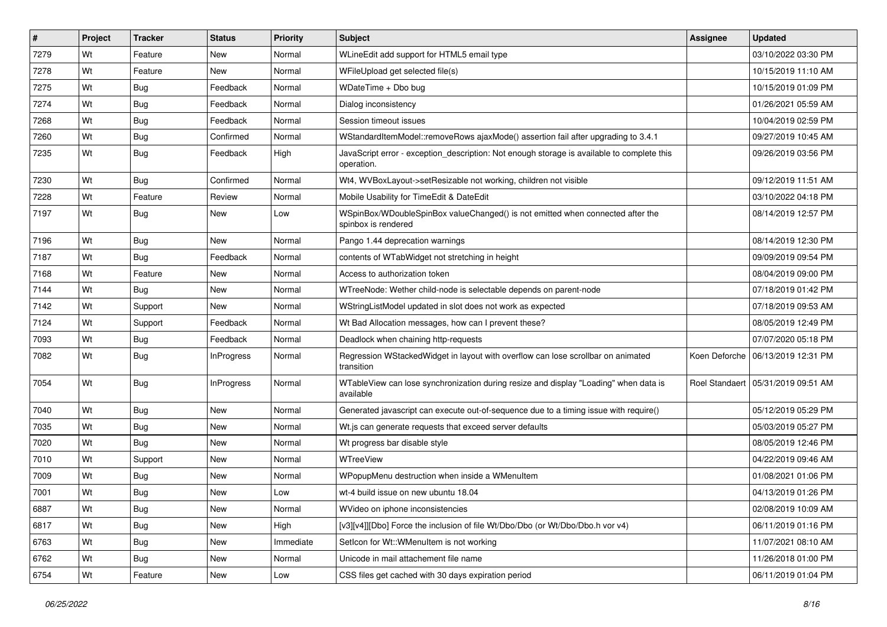| # | Project | Tracker | Status | Priority | Subject | Assignee | Updated |
|---|---|---|---|---|---|---|---|
| 7279 | Wt | Feature | New | Normal | WLineEdit add support for HTML5 email type | | 03/10/2022 03:30 PM |
| 7278 | Wt | Feature | New | Normal | WFileUpload get selected file(s) | | 10/15/2019 11:10 AM |
| 7275 | Wt | Bug | Feedback | Normal | WDateTime + Dbo bug | | 10/15/2019 01:09 PM |
| 7274 | Wt | Bug | Feedback | Normal | Dialog inconsistency | | 01/26/2021 05:59 AM |
| 7268 | Wt | Bug | Feedback | Normal | Session timeout issues | | 10/04/2019 02:59 PM |
| 7260 | Wt | Bug | Confirmed | Normal | WStandardItemModel::removeRows ajaxMode() assertion fail after upgrading to 3.4.1 | | 09/27/2019 10:45 AM |
| 7235 | Wt | Bug | Feedback | High | JavaScript error - exception_description: Not enough storage is available to complete this operation. | | 09/26/2019 03:56 PM |
| 7230 | Wt | Bug | Confirmed | Normal | Wt4, WVBoxLayout->setResizable not working, children not visible | | 09/12/2019 11:51 AM |
| 7228 | Wt | Feature | Review | Normal | Mobile Usability for TimeEdit & DateEdit | | 03/10/2022 04:18 PM |
| 7197 | Wt | Bug | New | Low | WSpinBox/WDoubleSpinBox valueChanged() is not emitted when connected after the spinbox is rendered | | 08/14/2019 12:57 PM |
| 7196 | Wt | Bug | New | Normal | Pango 1.44 deprecation warnings | | 08/14/2019 12:30 PM |
| 7187 | Wt | Bug | Feedback | Normal | contents of WTabWidget not stretching in height | | 09/09/2019 09:54 PM |
| 7168 | Wt | Feature | New | Normal | Access to authorization token | | 08/04/2019 09:00 PM |
| 7144 | Wt | Bug | New | Normal | WTreeNode: Wether child-node is selectable depends on parent-node | | 07/18/2019 01:42 PM |
| 7142 | Wt | Support | New | Normal | WStringListModel updated in slot does not work as expected | | 07/18/2019 09:53 AM |
| 7124 | Wt | Support | Feedback | Normal | Wt Bad Allocation messages, how can I prevent these? | | 08/05/2019 12:49 PM |
| 7093 | Wt | Bug | Feedback | Normal | Deadlock when chaining http-requests | | 07/07/2020 05:18 PM |
| 7082 | Wt | Bug | InProgress | Normal | Regression WStackedWidget in layout with overflow can lose scrollbar on animated transition | Koen Deforche | 06/13/2019 12:31 PM |
| 7054 | Wt | Bug | InProgress | Normal | WTableView can lose synchronization during resize and display "Loading" when data is available | Roel Standaert | 05/31/2019 09:51 AM |
| 7040 | Wt | Bug | New | Normal | Generated javascript can execute out-of-sequence due to a timing issue with require() | | 05/12/2019 05:29 PM |
| 7035 | Wt | Bug | New | Normal | Wt.js can generate requests that exceed server defaults | | 05/03/2019 05:27 PM |
| 7020 | Wt | Bug | New | Normal | Wt progress bar disable style | | 08/05/2019 12:46 PM |
| 7010 | Wt | Support | New | Normal | WTreeView | | 04/22/2019 09:46 AM |
| 7009 | Wt | Bug | New | Normal | WPopupMenu destruction when inside a WMenuItem | | 01/08/2021 01:06 PM |
| 7001 | Wt | Bug | New | Low | wt-4 build issue on new ubuntu 18.04 | | 04/13/2019 01:26 PM |
| 6887 | Wt | Bug | New | Normal | WVideo on iphone inconsistencies | | 02/08/2019 10:09 AM |
| 6817 | Wt | Bug | New | High | [v3][v4]][Dbo] Force the inclusion of file Wt/Dbo/Dbo (or Wt/Dbo/Dbo.h vor v4) | | 06/11/2019 01:16 PM |
| 6763 | Wt | Bug | New | Immediate | SetIcon for Wt::WMenuItem is not working | | 11/07/2021 08:10 AM |
| 6762 | Wt | Bug | New | Normal | Unicode in mail attachement file name | | 11/26/2018 01:00 PM |
| 6754 | Wt | Feature | New | Low | CSS files get cached with 30 days expiration period | | 06/11/2019 01:04 PM |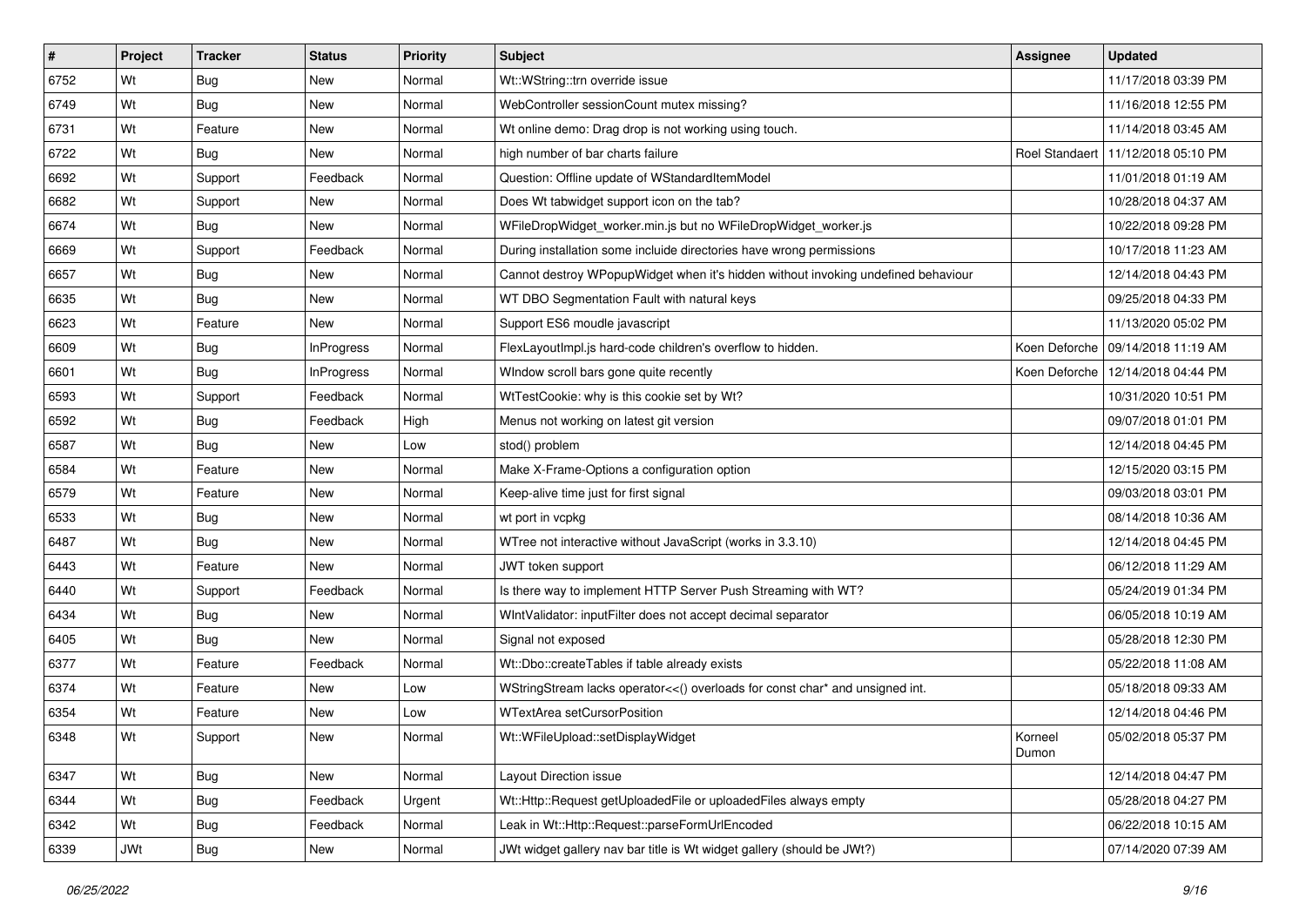| # | Project | Tracker | Status | Priority | Subject | Assignee | Updated |
|---|---|---|---|---|---|---|---|
| 6752 | Wt | Bug | New | Normal | Wt::WString::trn override issue | | 11/17/2018 03:39 PM |
| 6749 | Wt | Bug | New | Normal | WebController sessionCount mutex missing? | | 11/16/2018 12:55 PM |
| 6731 | Wt | Feature | New | Normal | Wt online demo: Drag drop is not working using touch. | | 11/14/2018 03:45 AM |
| 6722 | Wt | Bug | New | Normal | high number of bar charts failure | Roel Standaert | 11/12/2018 05:10 PM |
| 6692 | Wt | Support | Feedback | Normal | Question: Offline update of WStandardItemModel | | 11/01/2018 01:19 AM |
| 6682 | Wt | Support | New | Normal | Does Wt tabwidget support icon on the tab? | | 10/28/2018 04:37 AM |
| 6674 | Wt | Bug | New | Normal | WFileDropWidget_worker.min.js but no WFileDropWidget_worker.js | | 10/22/2018 09:28 PM |
| 6669 | Wt | Support | Feedback | Normal | During installation some incluide directories have wrong permissions | | 10/17/2018 11:23 AM |
| 6657 | Wt | Bug | New | Normal | Cannot destroy WPopupWidget when it's hidden without invoking undefined behaviour | | 12/14/2018 04:43 PM |
| 6635 | Wt | Bug | New | Normal | WT DBO Segmentation Fault with natural keys | | 09/25/2018 04:33 PM |
| 6623 | Wt | Feature | New | Normal | Support ES6 moudle javascript | | 11/13/2020 05:02 PM |
| 6609 | Wt | Bug | InProgress | Normal | FlexLayoutImpl.js hard-code children's overflow to hidden. | Koen Deforche | 09/14/2018 11:19 AM |
| 6601 | Wt | Bug | InProgress | Normal | WIndow scroll bars gone quite recently | Koen Deforche | 12/14/2018 04:44 PM |
| 6593 | Wt | Support | Feedback | Normal | WtTestCookie: why is this cookie set by Wt? | | 10/31/2020 10:51 PM |
| 6592 | Wt | Bug | Feedback | High | Menus not working on latest git version | | 09/07/2018 01:01 PM |
| 6587 | Wt | Bug | New | Low | stod() problem | | 12/14/2018 04:45 PM |
| 6584 | Wt | Feature | New | Normal | Make X-Frame-Options a configuration option | | 12/15/2020 03:15 PM |
| 6579 | Wt | Feature | New | Normal | Keep-alive time just for first signal | | 09/03/2018 03:01 PM |
| 6533 | Wt | Bug | New | Normal | wt port in vcpkg | | 08/14/2018 10:36 AM |
| 6487 | Wt | Bug | New | Normal | WTree not interactive without JavaScript (works in 3.3.10) | | 12/14/2018 04:45 PM |
| 6443 | Wt | Feature | New | Normal | JWT token support | | 06/12/2018 11:29 AM |
| 6440 | Wt | Support | Feedback | Normal | Is there way to implement HTTP Server Push Streaming with WT? | | 05/24/2019 01:34 PM |
| 6434 | Wt | Bug | New | Normal | WIntValidator: inputFilter does not accept decimal separator | | 06/05/2018 10:19 AM |
| 6405 | Wt | Bug | New | Normal | Signal not exposed | | 05/28/2018 12:30 PM |
| 6377 | Wt | Feature | Feedback | Normal | Wt::Dbo::createTables if table already exists | | 05/22/2018 11:08 AM |
| 6374 | Wt | Feature | New | Low | WStringStream lacks operator<<() overloads for const char* and unsigned int. | | 05/18/2018 09:33 AM |
| 6354 | Wt | Feature | New | Low | WTextArea setCursorPosition | | 12/14/2018 04:46 PM |
| 6348 | Wt | Support | New | Normal | Wt::WFileUpload::setDisplayWidget | Korneel Dumon | 05/02/2018 05:37 PM |
| 6347 | Wt | Bug | New | Normal | Layout Direction issue | | 12/14/2018 04:47 PM |
| 6344 | Wt | Bug | Feedback | Urgent | Wt::Http::Request getUploadedFile or uploadedFiles always empty | | 05/28/2018 04:27 PM |
| 6342 | Wt | Bug | Feedback | Normal | Leak in Wt::Http::Request::parseFormUrlEncoded | | 06/22/2018 10:15 AM |
| 6339 | JWt | Bug | New | Normal | JWt widget gallery nav bar title is Wt widget gallery (should be JWt?) | | 07/14/2020 07:39 AM |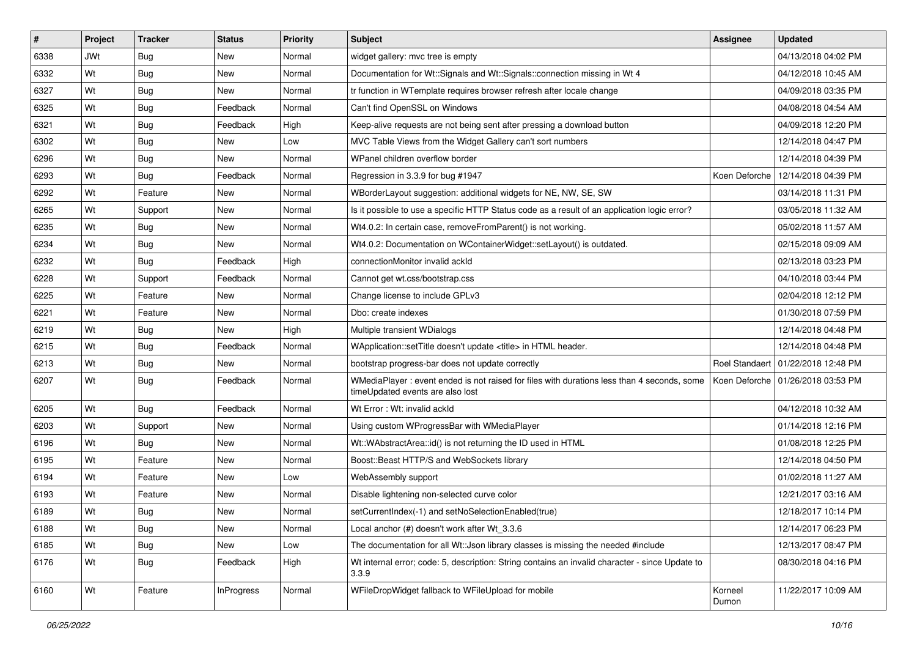| # | Project | Tracker | Status | Priority | Subject | Assignee | Updated |
|---|---|---|---|---|---|---|---|
| 6338 | JWt | Bug | New | Normal | widget gallery: mvc tree is empty | | 04/13/2018 04:02 PM |
| 6332 | Wt | Bug | New | Normal | Documentation for Wt::Signals and Wt::Signals::connection missing in Wt 4 | | 04/12/2018 10:45 AM |
| 6327 | Wt | Bug | New | Normal | tr function in WTemplate requires browser refresh after locale change | | 04/09/2018 03:35 PM |
| 6325 | Wt | Bug | Feedback | Normal | Can't find OpenSSL on Windows | | 04/08/2018 04:54 AM |
| 6321 | Wt | Bug | Feedback | High | Keep-alive requests are not being sent after pressing a download button | | 04/09/2018 12:20 PM |
| 6302 | Wt | Bug | New | Low | MVC Table Views from the Widget Gallery can't sort numbers | | 12/14/2018 04:47 PM |
| 6296 | Wt | Bug | New | Normal | WPanel children overflow border | | 12/14/2018 04:39 PM |
| 6293 | Wt | Bug | Feedback | Normal | Regression in 3.3.9 for bug #1947 | Koen Deforche | 12/14/2018 04:39 PM |
| 6292 | Wt | Feature | New | Normal | WBorderLayout suggestion: additional widgets for NE, NW, SE, SW | | 03/14/2018 11:31 PM |
| 6265 | Wt | Support | New | Normal | Is it possible to use a specific HTTP Status code as a result of an application logic error? | | 03/05/2018 11:32 AM |
| 6235 | Wt | Bug | New | Normal | Wt4.0.2: In certain case, removeFromParent() is not working. | | 05/02/2018 11:57 AM |
| 6234 | Wt | Bug | New | Normal | Wt4.0.2: Documentation on WContainerWidget::setLayout() is outdated. | | 02/15/2018 09:09 AM |
| 6232 | Wt | Bug | Feedback | High | connectionMonitor invalid ackId | | 02/13/2018 03:23 PM |
| 6228 | Wt | Support | Feedback | Normal | Cannot get wt.css/bootstrap.css | | 04/10/2018 03:44 PM |
| 6225 | Wt | Feature | New | Normal | Change license to include GPLv3 | | 02/04/2018 12:12 PM |
| 6221 | Wt | Feature | New | Normal | Dbo: create indexes | | 01/30/2018 07:59 PM |
| 6219 | Wt | Bug | New | High | Multiple transient WDialogs | | 12/14/2018 04:48 PM |
| 6215 | Wt | Bug | Feedback | Normal | WApplication::setTitle doesn't update <title> in HTML header. | | 12/14/2018 04:48 PM |
| 6213 | Wt | Bug | New | Normal | bootstrap progress-bar does not update correctly | Roel Standaert | 01/22/2018 12:48 PM |
| 6207 | Wt | Bug | Feedback | Normal | WMediaPlayer : event ended is not raised for files with durations less than 4 seconds, some timeUpdated events are also lost | Koen Deforche | 01/26/2018 03:53 PM |
| 6205 | Wt | Bug | Feedback | Normal | Wt Error : Wt: invalid ackId | | 04/12/2018 10:32 AM |
| 6203 | Wt | Support | New | Normal | Using custom WProgressBar with WMediaPlayer | | 01/14/2018 12:16 PM |
| 6196 | Wt | Bug | New | Normal | Wt::WAbstractArea::id() is not returning the ID used in HTML | | 01/08/2018 12:25 PM |
| 6195 | Wt | Feature | New | Normal | Boost::Beast HTTP/S and WebSockets library | | 12/14/2018 04:50 PM |
| 6194 | Wt | Feature | New | Low | WebAssembly support | | 01/02/2018 11:27 AM |
| 6193 | Wt | Feature | New | Normal | Disable lightening non-selected curve color | | 12/21/2017 03:16 AM |
| 6189 | Wt | Bug | New | Normal | setCurrentIndex(-1) and setNoSelectionEnabled(true) | | 12/18/2017 10:14 PM |
| 6188 | Wt | Bug | New | Normal | Local anchor (#) doesn't work after Wt_3.3.6 | | 12/14/2017 06:23 PM |
| 6185 | Wt | Bug | New | Low | The documentation for all Wt::Json library classes is missing the needed #include | | 12/13/2017 08:47 PM |
| 6176 | Wt | Bug | Feedback | High | Wt internal error; code: 5, description: String contains an invalid character - since Update to 3.3.9 | | 08/30/2018 04:16 PM |
| 6160 | Wt | Feature | InProgress | Normal | WFileDropWidget fallback to WFileUpload for mobile | Korneel Dumon | 11/22/2017 10:09 AM |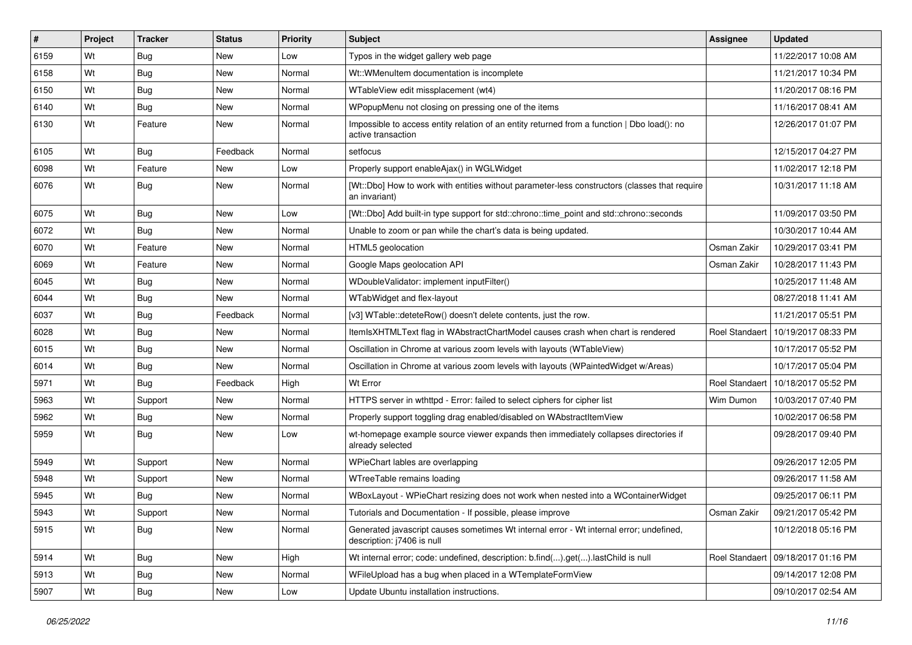| # | Project | Tracker | Status | Priority | Subject | Assignee | Updated |
|---|---|---|---|---|---|---|---|
| 6159 | Wt | Bug | New | Low | Typos in the widget gallery web page | | 11/22/2017 10:08 AM |
| 6158 | Wt | Bug | New | Normal | Wt::WMenuItem documentation is incomplete | | 11/21/2017 10:34 PM |
| 6150 | Wt | Bug | New | Normal | WTableView edit missplacement (wt4) | | 11/20/2017 08:16 PM |
| 6140 | Wt | Bug | New | Normal | WPopupMenu not closing on pressing one of the items | | 11/16/2017 08:41 AM |
| 6130 | Wt | Feature | New | Normal | Impossible to access entity relation of an entity returned from a function \| Dbo load(): no active transaction | | 12/26/2017 01:07 PM |
| 6105 | Wt | Bug | Feedback | Normal | setfocus | | 12/15/2017 04:27 PM |
| 6098 | Wt | Feature | New | Low | Properly support enableAjax() in WGLWidget | | 11/02/2017 12:18 PM |
| 6076 | Wt | Bug | New | Normal | [Wt::Dbo] How to work with entities without parameter-less constructors (classes that require an invariant) | | 10/31/2017 11:18 AM |
| 6075 | Wt | Bug | New | Low | [Wt::Dbo] Add built-in type support for std::chrono::time_point and std::chrono::seconds | | 11/09/2017 03:50 PM |
| 6072 | Wt | Bug | New | Normal | Unable to zoom or pan while the chart's data is being updated. | | 10/30/2017 10:44 AM |
| 6070 | Wt | Feature | New | Normal | HTML5 geolocation | Osman Zakir | 10/29/2017 03:41 PM |
| 6069 | Wt | Feature | New | Normal | Google Maps geolocation API | Osman Zakir | 10/28/2017 11:43 PM |
| 6045 | Wt | Bug | New | Normal | WDoubleValidator: implement inputFilter() | | 10/25/2017 11:48 AM |
| 6044 | Wt | Bug | New | Normal | WTabWidget and flex-layout | | 08/27/2018 11:41 AM |
| 6037 | Wt | Bug | Feedback | Normal | [v3] WTable::deteteRow() doesn't delete contents, just the row. | | 11/21/2017 05:51 PM |
| 6028 | Wt | Bug | New | Normal | ItemIsXHTMLText flag in WAbstractChartModel causes crash when chart is rendered | Roel Standaert | 10/19/2017 08:33 PM |
| 6015 | Wt | Bug | New | Normal | Oscillation in Chrome at various zoom levels with layouts (WTableView) | | 10/17/2017 05:52 PM |
| 6014 | Wt | Bug | New | Normal | Oscillation in Chrome at various zoom levels with layouts (WPaintedWidget w/Areas) | | 10/17/2017 05:04 PM |
| 5971 | Wt | Bug | Feedback | High | Wt Error | Roel Standaert | 10/18/2017 05:52 PM |
| 5963 | Wt | Support | New | Normal | HTTPS server in wthttpd - Error: failed to select ciphers for cipher list | Wim Dumon | 10/03/2017 07:40 PM |
| 5962 | Wt | Bug | New | Normal | Properly support toggling drag enabled/disabled on WAbstractItemView | | 10/02/2017 06:58 PM |
| 5959 | Wt | Bug | New | Low | wt-homepage example source viewer expands then immediately collapses directories if already selected | | 09/28/2017 09:40 PM |
| 5949 | Wt | Support | New | Normal | WPieChart lables are overlapping | | 09/26/2017 12:05 PM |
| 5948 | Wt | Support | New | Normal | WTreeTable remains loading | | 09/26/2017 11:58 AM |
| 5945 | Wt | Bug | New | Normal | WBoxLayout - WPieChart resizing does not work when nested into a WContainerWidget | | 09/25/2017 06:11 PM |
| 5943 | Wt | Support | New | Normal | Tutorials and Documentation - If possible, please improve | Osman Zakir | 09/21/2017 05:42 PM |
| 5915 | Wt | Bug | New | Normal | Generated javascript causes sometimes Wt internal error - Wt internal error; undefined, description: j7406 is null | | 10/12/2018 05:16 PM |
| 5914 | Wt | Bug | New | High | Wt internal error; code: undefined, description: b.find(...).get(...).lastChild is null | Roel Standaert | 09/18/2017 01:16 PM |
| 5913 | Wt | Bug | New | Normal | WFileUpload has a bug when placed in a WTemplateFormView | | 09/14/2017 12:08 PM |
| 5907 | Wt | Bug | New | Low | Update Ubuntu installation instructions. | | 09/10/2017 02:54 AM |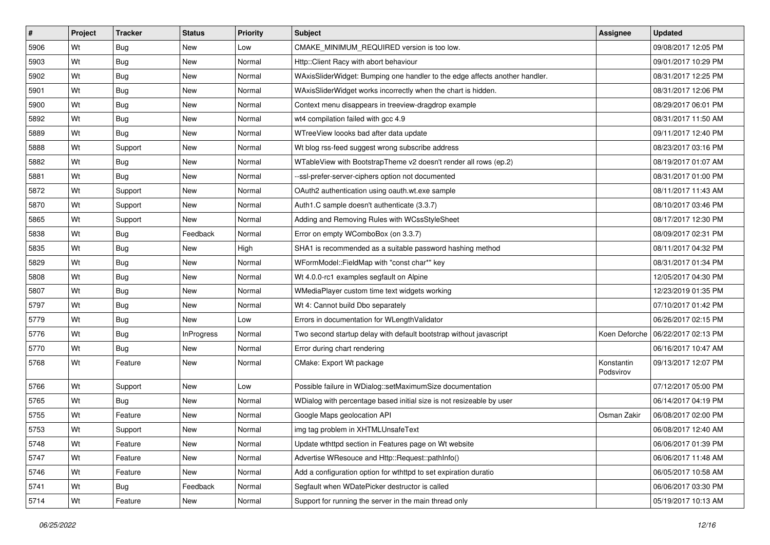| # | Project | Tracker | Status | Priority | Subject | Assignee | Updated |
|---|---|---|---|---|---|---|---|
| 5906 | Wt | Bug | New | Low | CMAKE_MINIMUM_REQUIRED version is too low. | | 09/08/2017 12:05 PM |
| 5903 | Wt | Bug | New | Normal | Http::Client Racy with abort behaviour | | 09/01/2017 10:29 PM |
| 5902 | Wt | Bug | New | Normal | WAxisSliderWidget: Bumping one handler to the edge affects another handler. | | 08/31/2017 12:25 PM |
| 5901 | Wt | Bug | New | Normal | WAxisSliderWidget works incorrectly when the chart is hidden. | | 08/31/2017 12:06 PM |
| 5900 | Wt | Bug | New | Normal | Context menu disappears in treeview-dragdrop example | | 08/29/2017 06:01 PM |
| 5892 | Wt | Bug | New | Normal | wt4 compilation failed with gcc 4.9 | | 08/31/2017 11:50 AM |
| 5889 | Wt | Bug | New | Normal | WTreeView loooks bad after data update | | 09/11/2017 12:40 PM |
| 5888 | Wt | Support | New | Normal | Wt blog rss-feed suggest wrong subscribe address | | 08/23/2017 03:16 PM |
| 5882 | Wt | Bug | New | Normal | WTableView with BootstrapTheme v2 doesn't render all rows (ep.2) | | 08/19/2017 01:07 AM |
| 5881 | Wt | Bug | New | Normal | --ssl-prefer-server-ciphers option not documented | | 08/31/2017 01:00 PM |
| 5872 | Wt | Support | New | Normal | OAuth2 authentication using oauth.wt.exe sample | | 08/11/2017 11:43 AM |
| 5870 | Wt | Support | New | Normal | Auth1.C sample doesn't authenticate (3.3.7) | | 08/10/2017 03:46 PM |
| 5865 | Wt | Support | New | Normal | Adding and Removing Rules with WCssStyleSheet | | 08/17/2017 12:30 PM |
| 5838 | Wt | Bug | Feedback | Normal | Error on empty WComboBox (on 3.3.7) | | 08/09/2017 02:31 PM |
| 5835 | Wt | Bug | New | High | SHA1 is recommended as a suitable password hashing method | | 08/11/2017 04:32 PM |
| 5829 | Wt | Bug | New | Normal | WFormModel::FieldMap with "const char*" key | | 08/31/2017 01:34 PM |
| 5808 | Wt | Bug | New | Normal | Wt 4.0.0-rc1 examples segfault on Alpine | | 12/05/2017 04:30 PM |
| 5807 | Wt | Bug | New | Normal | WMediaPlayer custom time text widgets working | | 12/23/2019 01:35 PM |
| 5797 | Wt | Bug | New | Normal | Wt 4: Cannot build Dbo separately | | 07/10/2017 01:42 PM |
| 5779 | Wt | Bug | New | Low | Errors in documentation for WLengthValidator | | 06/26/2017 02:15 PM |
| 5776 | Wt | Bug | InProgress | Normal | Two second startup delay with default bootstrap without javascript | Koen Deforche | 06/22/2017 02:13 PM |
| 5770 | Wt | Bug | New | Normal | Error during chart rendering | | 06/16/2017 10:47 AM |
| 5768 | Wt | Feature | New | Normal | CMake: Export Wt package | Konstantin Podsvirov | 09/13/2017 12:07 PM |
| 5766 | Wt | Support | New | Low | Possible failure in WDialog::setMaximumSize documentation | | 07/12/2017 05:00 PM |
| 5765 | Wt | Bug | New | Normal | WDialog with percentage based initial size is not resizeable by user | | 06/14/2017 04:19 PM |
| 5755 | Wt | Feature | New | Normal | Google Maps geolocation API | Osman Zakir | 06/08/2017 02:00 PM |
| 5753 | Wt | Support | New | Normal | img tag problem in XHTMLUnsafeText | | 06/08/2017 12:40 AM |
| 5748 | Wt | Feature | New | Normal | Update wthttpd section in Features page on Wt website | | 06/06/2017 01:39 PM |
| 5747 | Wt | Feature | New | Normal | Advertise WResouce and Http::Request::pathInfo() | | 06/06/2017 11:48 AM |
| 5746 | Wt | Feature | New | Normal | Add a configuration option for wthttpd to set expiration duratio | | 06/05/2017 10:58 AM |
| 5741 | Wt | Bug | Feedback | Normal | Segfault when WDatePicker destructor is called | | 06/06/2017 03:30 PM |
| 5714 | Wt | Feature | New | Normal | Support for running the server in the main thread only | | 05/19/2017 10:13 AM |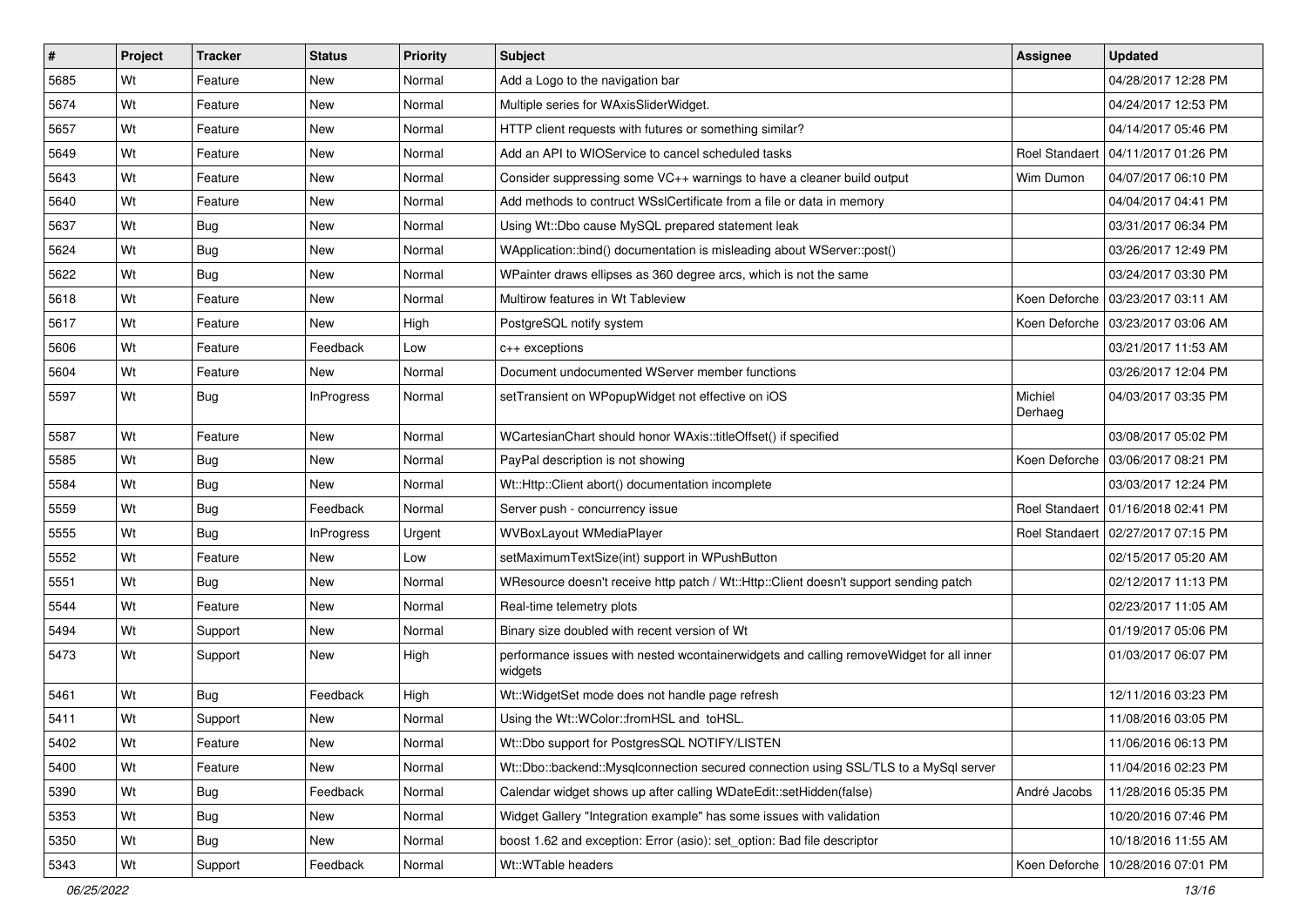| # | Project | Tracker | Status | Priority | Subject | Assignee | Updated |
|---|---|---|---|---|---|---|---|
| 5685 | Wt | Feature | New | Normal | Add a Logo to the navigation bar | | 04/28/2017 12:28 PM |
| 5674 | Wt | Feature | New | Normal | Multiple series for WAxisSliderWidget. | | 04/24/2017 12:53 PM |
| 5657 | Wt | Feature | New | Normal | HTTP client requests with futures or something similar? | | 04/14/2017 05:46 PM |
| 5649 | Wt | Feature | New | Normal | Add an API to WIOService to cancel scheduled tasks | Roel Standaert | 04/11/2017 01:26 PM |
| 5643 | Wt | Feature | New | Normal | Consider suppressing some VC++ warnings to have a cleaner build output | Wim Dumon | 04/07/2017 06:10 PM |
| 5640 | Wt | Feature | New | Normal | Add methods to contruct WSslCertificate from a file or data in memory | | 04/04/2017 04:41 PM |
| 5637 | Wt | Bug | New | Normal | Using Wt::Dbo cause MySQL prepared statement leak | | 03/31/2017 06:34 PM |
| 5624 | Wt | Bug | New | Normal | WApplication::bind() documentation is misleading about WServer::post() | | 03/26/2017 12:49 PM |
| 5622 | Wt | Bug | New | Normal | WPainter draws ellipses as 360 degree arcs, which is not the same | | 03/24/2017 03:30 PM |
| 5618 | Wt | Feature | New | Normal | Multirow features in Wt Tableview | Koen Deforche | 03/23/2017 03:11 AM |
| 5617 | Wt | Feature | New | High | PostgreSQL notify system | Koen Deforche | 03/23/2017 03:06 AM |
| 5606 | Wt | Feature | Feedback | Low | c++ exceptions | | 03/21/2017 11:53 AM |
| 5604 | Wt | Feature | New | Normal | Document undocumented WServer member functions | | 03/26/2017 12:04 PM |
| 5597 | Wt | Bug | InProgress | Normal | setTransient on WPopupWidget not effective on iOS | Michiel Derhaeg | 04/03/2017 03:35 PM |
| 5587 | Wt | Feature | New | Normal | WCartesianChart should honor WAxis::titleOffset() if specified | | 03/08/2017 05:02 PM |
| 5585 | Wt | Bug | New | Normal | PayPal description is not showing | Koen Deforche | 03/06/2017 08:21 PM |
| 5584 | Wt | Bug | New | Normal | Wt::Http::Client abort() documentation incomplete | | 03/03/2017 12:24 PM |
| 5559 | Wt | Bug | Feedback | Normal | Server push - concurrency issue | Roel Standaert | 01/16/2018 02:41 PM |
| 5555 | Wt | Bug | InProgress | Urgent | WVBoxLayout WMediaPlayer | Roel Standaert | 02/27/2017 07:15 PM |
| 5552 | Wt | Feature | New | Low | setMaximumTextSize(int) support in WPushButton | | 02/15/2017 05:20 AM |
| 5551 | Wt | Bug | New | Normal | WResource doesn't receive http patch / Wt::Http::Client doesn't support sending patch | | 02/12/2017 11:13 PM |
| 5544 | Wt | Feature | New | Normal | Real-time telemetry plots | | 02/23/2017 11:05 AM |
| 5494 | Wt | Support | New | Normal | Binary size doubled with recent version of Wt | | 01/19/2017 05:06 PM |
| 5473 | Wt | Support | New | High | performance issues with nested wcontainerwidgets and calling removeWidget for all inner widgets | | 01/03/2017 06:07 PM |
| 5461 | Wt | Bug | Feedback | High | Wt::WidgetSet mode does not handle page refresh | | 12/11/2016 03:23 PM |
| 5411 | Wt | Support | New | Normal | Using the Wt::WColor::fromHSL and toHSL. | | 11/08/2016 03:05 PM |
| 5402 | Wt | Feature | New | Normal | Wt::Dbo support for PostgresSQL NOTIFY/LISTEN | | 11/06/2016 06:13 PM |
| 5400 | Wt | Feature | New | Normal | Wt::Dbo::backend::Mysqlconnection secured connection using SSL/TLS to a MySql server | | 11/04/2016 02:23 PM |
| 5390 | Wt | Bug | Feedback | Normal | Calendar widget shows up after calling WDateEdit::setHidden(false) | André Jacobs | 11/28/2016 05:35 PM |
| 5353 | Wt | Bug | New | Normal | Widget Gallery "Integration example" has some issues with validation | | 10/20/2016 07:46 PM |
| 5350 | Wt | Bug | New | Normal | boost 1.62 and exception: Error (asio): set_option: Bad file descriptor | | 10/18/2016 11:55 AM |
| 5343 | Wt | Support | Feedback | Normal | Wt::WTable headers | Koen Deforche | 10/28/2016 07:01 PM |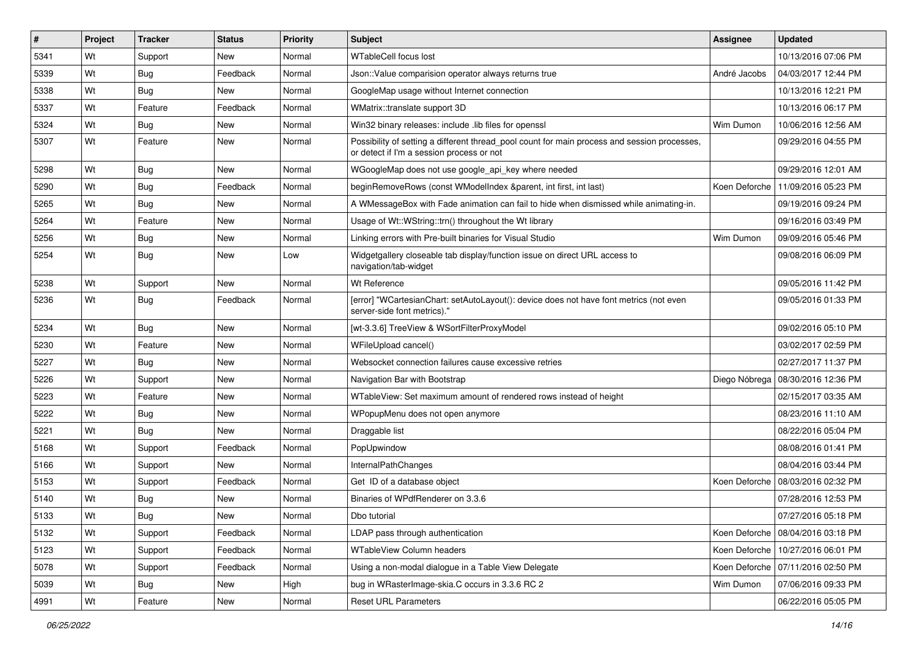| # | Project | Tracker | Status | Priority | Subject | Assignee | Updated |
|---|---|---|---|---|---|---|---|
| 5341 | Wt | Support | New | Normal | WTableCell focus lost | | 10/13/2016 07:06 PM |
| 5339 | Wt | Bug | Feedback | Normal | Json::Value comparision operator always returns true | André Jacobs | 04/03/2017 12:44 PM |
| 5338 | Wt | Bug | New | Normal | GoogleMap usage without Internet connection | | 10/13/2016 12:21 PM |
| 5337 | Wt | Feature | Feedback | Normal | WMatrix::translate support 3D | | 10/13/2016 06:17 PM |
| 5324 | Wt | Bug | New | Normal | Win32 binary releases: include .lib files for openssl | Wim Dumon | 10/06/2016 12:56 AM |
| 5307 | Wt | Feature | New | Normal | Possibility of setting a different thread_pool count for main process and session processes, or detect if I'm a session process or not | | 09/29/2016 04:55 PM |
| 5298 | Wt | Bug | New | Normal | WGoogleMap does not use google_api_key where needed | | 09/29/2016 12:01 AM |
| 5290 | Wt | Bug | Feedback | Normal | beginRemoveRows (const WModelIndex &parent, int first, int last) | Koen Deforche | 11/09/2016 05:23 PM |
| 5265 | Wt | Bug | New | Normal | A WMessageBox with Fade animation can fail to hide when dismissed while animating-in. | | 09/19/2016 09:24 PM |
| 5264 | Wt | Feature | New | Normal | Usage of Wt::WString::trn() throughout the Wt library | | 09/16/2016 03:49 PM |
| 5256 | Wt | Bug | New | Normal | Linking errors with Pre-built binaries for Visual Studio | Wim Dumon | 09/09/2016 05:46 PM |
| 5254 | Wt | Bug | New | Low | Widgetgallery closeable tab display/function issue on direct URL access to navigation/tab-widget | | 09/08/2016 06:09 PM |
| 5238 | Wt | Support | New | Normal | Wt Reference | | 09/05/2016 11:42 PM |
| 5236 | Wt | Bug | Feedback | Normal | [error] "WCartesianChart: setAutoLayout(): device does not have font metrics (not even server-side font metrics)." | | 09/05/2016 01:33 PM |
| 5234 | Wt | Bug | New | Normal | [wt-3.3.6] TreeView & WSortFilterProxyModel | | 09/02/2016 05:10 PM |
| 5230 | Wt | Feature | New | Normal | WFileUpload cancel() | | 03/02/2017 02:59 PM |
| 5227 | Wt | Bug | New | Normal | Websocket connection failures cause excessive retries | | 02/27/2017 11:37 PM |
| 5226 | Wt | Support | New | Normal | Navigation Bar with Bootstrap | Diego Nóbrega | 08/30/2016 12:36 PM |
| 5223 | Wt | Feature | New | Normal | WTableView: Set maximum amount of rendered rows instead of height | | 02/15/2017 03:35 AM |
| 5222 | Wt | Bug | New | Normal | WPopupMenu does not open anymore | | 08/23/2016 11:10 AM |
| 5221 | Wt | Bug | New | Normal | Draggable list | | 08/22/2016 05:04 PM |
| 5168 | Wt | Support | Feedback | Normal | PopUpwindow | | 08/08/2016 01:41 PM |
| 5166 | Wt | Support | New | Normal | InternalPathChanges | | 08/04/2016 03:44 PM |
| 5153 | Wt | Support | Feedback | Normal | Get ID of a database object | Koen Deforche | 08/03/2016 02:32 PM |
| 5140 | Wt | Bug | New | Normal | Binaries of WPdfRenderer on 3.3.6 | | 07/28/2016 12:53 PM |
| 5133 | Wt | Bug | New | Normal | Dbo tutorial | | 07/27/2016 05:18 PM |
| 5132 | Wt | Support | Feedback | Normal | LDAP pass through authentication | Koen Deforche | 08/04/2016 03:18 PM |
| 5123 | Wt | Support | Feedback | Normal | WTableView Column headers | Koen Deforche | 10/27/2016 06:01 PM |
| 5078 | Wt | Support | Feedback | Normal | Using a non-modal dialogue in a Table View Delegate | Koen Deforche | 07/11/2016 02:50 PM |
| 5039 | Wt | Bug | New | High | bug in WRasterImage-skia.C occurs in 3.3.6 RC 2 | Wim Dumon | 07/06/2016 09:33 PM |
| 4991 | Wt | Feature | New | Normal | Reset URL Parameters | | 06/22/2016 05:05 PM |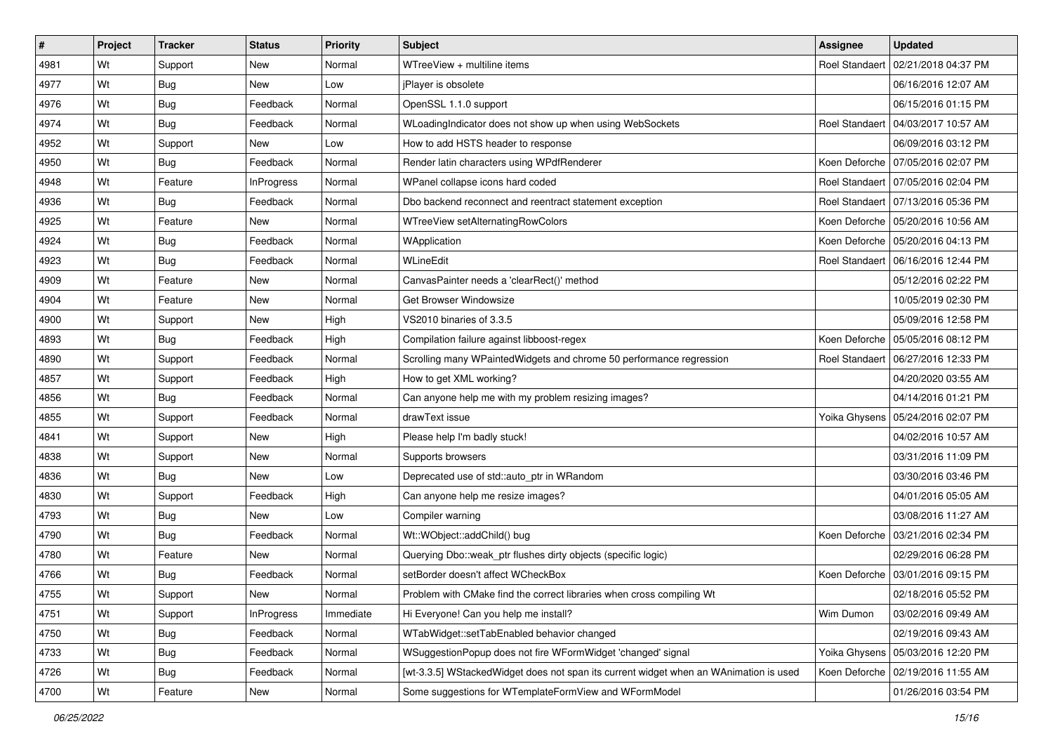| # | Project | Tracker | Status | Priority | Subject | Assignee | Updated |
|---|---|---|---|---|---|---|---|
| 4981 | Wt | Support | New | Normal | WTreeView + multiline items | Roel Standaert | 02/21/2018 04:37 PM |
| 4977 | Wt | Bug | New | Low | jPlayer is obsolete | | 06/16/2016 12:07 AM |
| 4976 | Wt | Bug | Feedback | Normal | OpenSSL 1.1.0 support | | 06/15/2016 01:15 PM |
| 4974 | Wt | Bug | Feedback | Normal | WLoadingIndicator does not show up when using WebSockets | Roel Standaert | 04/03/2017 10:57 AM |
| 4952 | Wt | Support | New | Low | How to add HSTS header to response | | 06/09/2016 03:12 PM |
| 4950 | Wt | Bug | Feedback | Normal | Render latin characters using WPdfRenderer | Koen Deforche | 07/05/2016 02:07 PM |
| 4948 | Wt | Feature | InProgress | Normal | WPanel collapse icons hard coded | Roel Standaert | 07/05/2016 02:04 PM |
| 4936 | Wt | Bug | Feedback | Normal | Dbo backend reconnect and reentract statement exception | Roel Standaert | 07/13/2016 05:36 PM |
| 4925 | Wt | Feature | New | Normal | WTreeView setAlternatingRowColors | Koen Deforche | 05/20/2016 10:56 AM |
| 4924 | Wt | Bug | Feedback | Normal | WApplication | Koen Deforche | 05/20/2016 04:13 PM |
| 4923 | Wt | Bug | Feedback | Normal | WLineEdit | Roel Standaert | 06/16/2016 12:44 PM |
| 4909 | Wt | Feature | New | Normal | CanvasPainter needs a 'clearRect()' method | | 05/12/2016 02:22 PM |
| 4904 | Wt | Feature | New | Normal | Get Browser Windowsize | | 10/05/2019 02:30 PM |
| 4900 | Wt | Support | New | High | VS2010 binaries of 3.3.5 | | 05/09/2016 12:58 PM |
| 4893 | Wt | Bug | Feedback | High | Compilation failure against libboost-regex | Koen Deforche | 05/05/2016 08:12 PM |
| 4890 | Wt | Support | Feedback | Normal | Scrolling many WPaintedWidgets and chrome 50 performance regression | Roel Standaert | 06/27/2016 12:33 PM |
| 4857 | Wt | Support | Feedback | High | How to get XML working? | | 04/20/2020 03:55 AM |
| 4856 | Wt | Bug | Feedback | Normal | Can anyone help me with my problem resizing images? | | 04/14/2016 01:21 PM |
| 4855 | Wt | Support | Feedback | Normal | drawText issue | Yoika Ghysens | 05/24/2016 02:07 PM |
| 4841 | Wt | Support | New | High | Please help I'm badly stuck! | | 04/02/2016 10:57 AM |
| 4838 | Wt | Support | New | Normal | Supports browsers | | 03/31/2016 11:09 PM |
| 4836 | Wt | Bug | New | Low | Deprecated use of std::auto_ptr in WRandom | | 03/30/2016 03:46 PM |
| 4830 | Wt | Support | Feedback | High | Can anyone help me resize images? | | 04/01/2016 05:05 AM |
| 4793 | Wt | Bug | New | Low | Compiler warning | | 03/08/2016 11:27 AM |
| 4790 | Wt | Bug | Feedback | Normal | Wt::WObject::addChild() bug | Koen Deforche | 03/21/2016 02:34 PM |
| 4780 | Wt | Feature | New | Normal | Querying Dbo::weak_ptr flushes dirty objects (specific logic) | | 02/29/2016 06:28 PM |
| 4766 | Wt | Bug | Feedback | Normal | setBorder doesn't affect WCheckBox | Koen Deforche | 03/01/2016 09:15 PM |
| 4755 | Wt | Support | New | Normal | Problem with CMake find the correct libraries when cross compiling Wt | | 02/18/2016 05:52 PM |
| 4751 | Wt | Support | InProgress | Immediate | Hi Everyone! Can you help me install? | Wim Dumon | 03/02/2016 09:49 AM |
| 4750 | Wt | Bug | Feedback | Normal | WTabWidget::setTabEnabled behavior changed | | 02/19/2016 09:43 AM |
| 4733 | Wt | Bug | Feedback | Normal | WSuggestionPopup does not fire WFormWidget 'changed' signal | Yoika Ghysens | 05/03/2016 12:20 PM |
| 4726 | Wt | Bug | Feedback | Normal | [wt-3.3.5] WStackedWidget does not span its current widget when an WAnimation is used | Koen Deforche | 02/19/2016 11:55 AM |
| 4700 | Wt | Feature | New | Normal | Some suggestions for WTemplateFormView and WFormModel | | 01/26/2016 03:54 PM |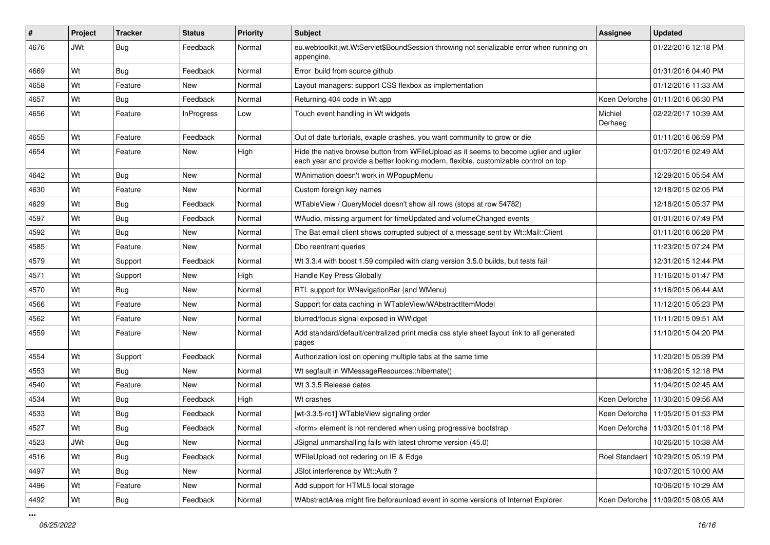| # | Project | Tracker | Status | Priority | Subject | Assignee | Updated |
|---|---|---|---|---|---|---|---|
| 4676 | JWt | Bug | Feedback | Normal | eu.webtoolkit.jwt.WtServlet$BoundSession throwing not serializable error when running on appengine. | | 01/22/2016 12:18 PM |
| 4669 | Wt | Bug | Feedback | Normal | Error build from source github | | 01/31/2016 04:40 PM |
| 4658 | Wt | Feature | New | Normal | Layout managers: support CSS flexbox as implementation | | 01/12/2016 11:33 AM |
| 4657 | Wt | Bug | Feedback | Normal | Returning 404 code in Wt app | Koen Deforche | 01/11/2016 06:30 PM |
| 4656 | Wt | Feature | InProgress | Low | Touch event handling in Wt widgets | Michiel Derhaeg | 02/22/2017 10:39 AM |
| 4655 | Wt | Feature | Feedback | Normal | Out of date turtorials, exaple crashes, you want community to grow or die | | 01/11/2016 06:59 PM |
| 4654 | Wt | Feature | New | High | Hide the native browse button from WFileUpload as it seems to become uglier and uglier each year and provide a better looking modern, flexible, customizable control on top | | 01/07/2016 02:49 AM |
| 4642 | Wt | Bug | New | Normal | WAnimation doesn't work in WPopupMenu | | 12/29/2015 05:54 AM |
| 4630 | Wt | Feature | New | Normal | Custom foreign key names | | 12/18/2015 02:05 PM |
| 4629 | Wt | Bug | Feedback | Normal | WTableView / QueryModel doesn't show all rows (stops at row 54782) | | 12/18/2015 05:37 PM |
| 4597 | Wt | Bug | Feedback | Normal | WAudio, missing argument for timeUpdated and volumeChanged events | | 01/01/2016 07:49 PM |
| 4592 | Wt | Bug | New | Normal | The Bat email client shows corrupted subject of a message sent by Wt::Mail::Client | | 01/11/2016 06:28 PM |
| 4585 | Wt | Feature | New | Normal | Dbo reentrant queries | | 11/23/2015 07:24 PM |
| 4579 | Wt | Support | Feedback | Normal | Wt 3.3.4 with boost 1.59 compiled with clang version 3.5.0 builds, but tests fail | | 12/31/2015 12:44 PM |
| 4571 | Wt | Support | New | High | Handle Key Press Globally | | 11/16/2015 01:47 PM |
| 4570 | Wt | Bug | New | Normal | RTL support for WNavigationBar (and WMenu) | | 11/16/2015 06:44 AM |
| 4566 | Wt | Feature | New | Normal | Support for data caching in WTableView/WAbstractItemModel | | 11/12/2015 05:23 PM |
| 4562 | Wt | Feature | New | Normal | blurred/focus signal exposed in WWidget | | 11/11/2015 09:51 AM |
| 4559 | Wt | Feature | New | Normal | Add standard/default/centralized print media css style sheet layout link to all generated pages | | 11/10/2015 04:20 PM |
| 4554 | Wt | Support | Feedback | Normal | Authorization lost on opening multiple tabs at the same time | | 11/20/2015 05:39 PM |
| 4553 | Wt | Bug | New | Normal | Wt segfault in WMessageResources::hibernate() | | 11/06/2015 12:18 PM |
| 4540 | Wt | Feature | New | Normal | Wt 3.3.5 Release dates | | 11/04/2015 02:45 AM |
| 4534 | Wt | Bug | Feedback | High | Wt crashes | Koen Deforche | 11/30/2015 09:56 AM |
| 4533 | Wt | Bug | Feedback | Normal | [wt-3.3.5-rc1] WTableView signaling order | Koen Deforche | 11/05/2015 01:53 PM |
| 4527 | Wt | Bug | Feedback | Normal | <form> element is not rendered when using progressive bootstrap | Koen Deforche | 11/03/2015 01:18 PM |
| 4523 | JWt | Bug | New | Normal | JSignal unmarshalling fails with latest chrome version (45.0) | | 10/26/2015 10:38 AM |
| 4516 | Wt | Bug | Feedback | Normal | WFileUpload not redering on IE & Edge | Roel Standaert | 10/29/2015 05:19 PM |
| 4497 | Wt | Bug | New | Normal | JSlot interference by Wt::Auth ? | | 10/07/2015 10:00 AM |
| 4496 | Wt | Feature | New | Normal | Add support for HTML5 local storage | | 10/06/2015 10:29 AM |
| 4492 | Wt | Bug | Feedback | Normal | WAbstractArea might fire beforeunload event in some versions of Internet Explorer | Koen Deforche | 11/09/2015 08:05 AM |

...